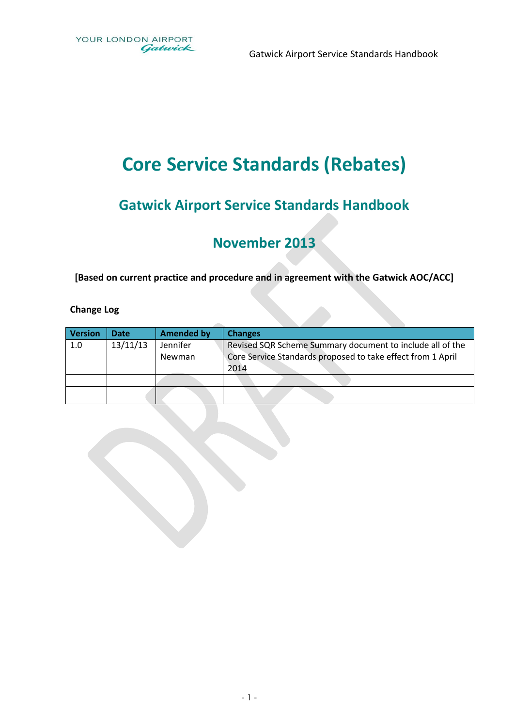# Core Service Standards (Rebates)

## Gatwick Airport Service Standards Handbook

## November 2013

**[Based on current practice and procedure and in agreement with the Gatwick AOC/ACC]**

**Change Log**

| Version | Date | Amended by | Changes |
|---|---|---|---|
| 1.0 | 13/11/13 | Jennifer Newman | Revised SQR Scheme Summary document to include all of the Core Service Standards proposed to take effect from 1 April 2014 |
| | | | |
| | | | |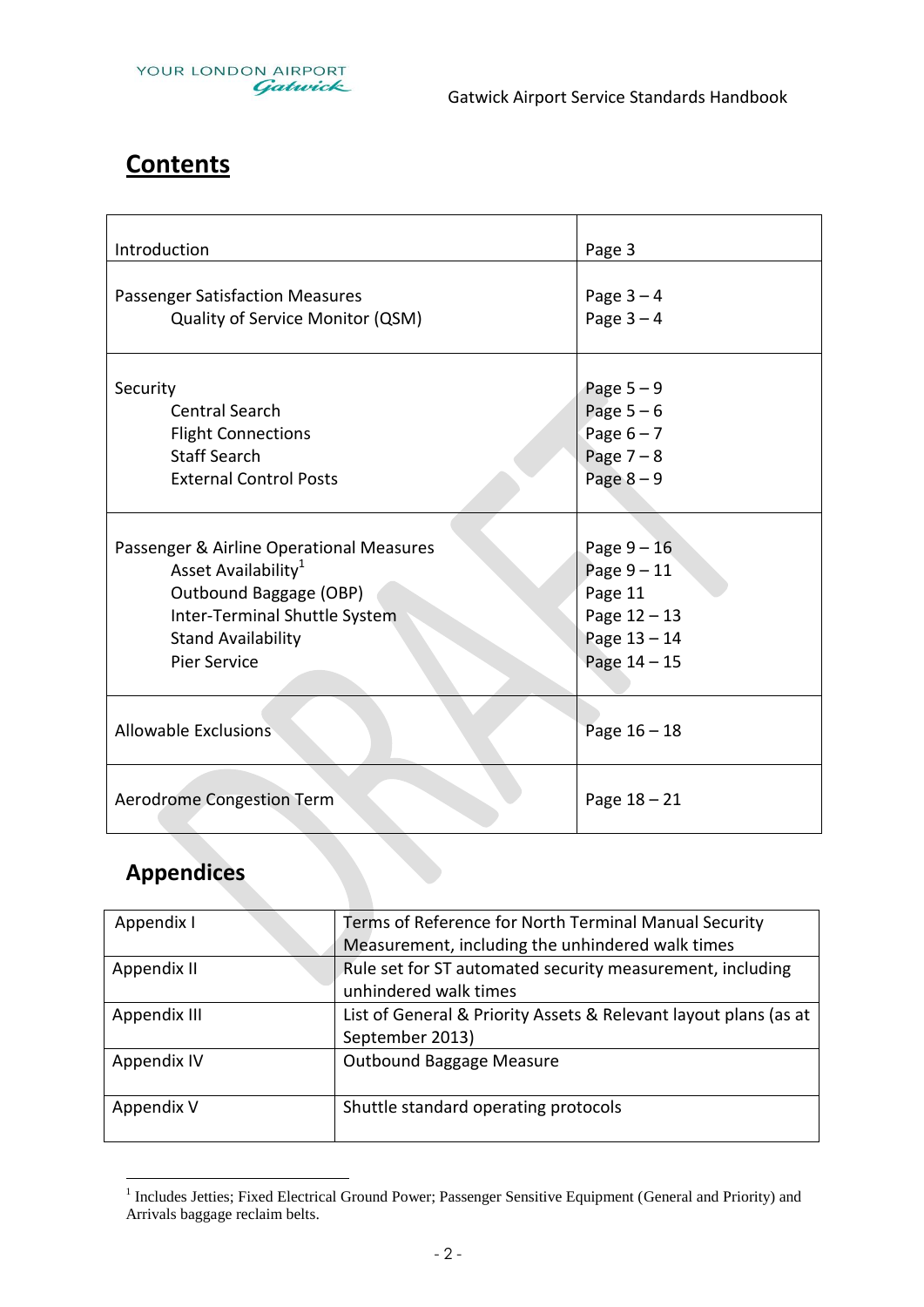# Contents

| | |
|---|---|
| Introduction | Page 3 |
| Passenger Satisfaction Measures<br>Quality of Service Monitor (QSM) | Page 3 – 4<br>Page 3 – 4 |
| Security<br>Central Search<br>Flight Connections<br>Staff Search<br>External Control Posts | Page 5 – 9<br>Page 5 – 6<br>Page 6 – 7<br>Page 7 – 8<br>Page 8 – 9 |
| Passenger & Airline Operational Measures<br>Asset Availability[1]<br>Outbound Baggage (OBP)<br>Inter-Terminal Shuttle System<br>Stand Availability<br>Pier Service | Page 9 – 16<br>Page 9 – 11<br>Page 11<br>Page 12 – 13<br>Page 13 – 14<br>Page 14 – 15 |
| Allowable Exclusions | Page 16 – 18 |
| Aerodrome Congestion Term | Page 18 – 21 |

## Appendices

| | |
|---|---|
| Appendix I | Terms of Reference for North Terminal Manual Security Measurement, including the unhindered walk times |
| Appendix II | Rule set for ST automated security measurement, including unhindered walk times |
| Appendix III | List of General & Priority Assets & Relevant layout plans (as at September 2013) |
| Appendix IV | Outbound Baggage Measure |
| Appendix V | Shuttle standard operating protocols |

[1] Includes Jetties; Fixed Electrical Ground Power; Passenger Sensitive Equipment (General and Priority) and Arrivals baggage reclaim belts.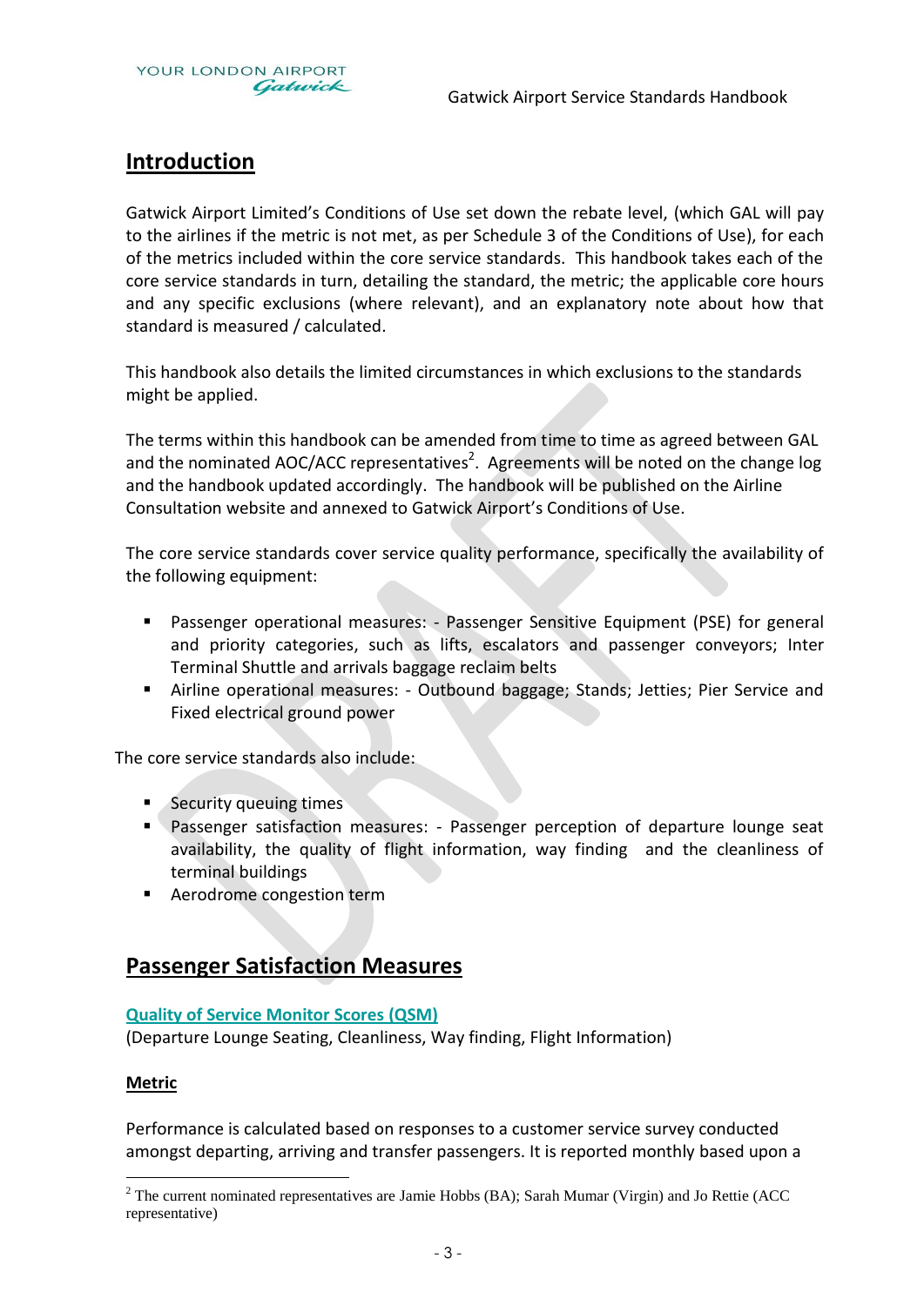## Introduction

Gatwick Airport Limited's Conditions of Use set down the rebate level, (which GAL will pay to the airlines if the metric is not met, as per Schedule 3 of the Conditions of Use), for each of the metrics included within the core service standards. This handbook takes each of the core service standards in turn, detailing the standard, the metric; the applicable core hours and any specific exclusions (where relevant), and an explanatory note about how that standard is measured / calculated.

This handbook also details the limited circumstances in which exclusions to the standards might be applied.

The terms within this handbook can be amended from time to time as agreed between GAL and the nominated AOC/ACC representatives[2]. Agreements will be noted on the change log and the handbook updated accordingly. The handbook will be published on the Airline Consultation website and annexed to Gatwick Airport's Conditions of Use.

The core service standards cover service quality performance, specifically the availability of the following equipment:

- Passenger operational measures: - Passenger Sensitive Equipment (PSE) for general and priority categories, such as lifts, escalators and passenger conveyors; Inter Terminal Shuttle and arrivals baggage reclaim belts
- Airline operational measures: - Outbound baggage; Stands; Jetties; Pier Service and Fixed electrical ground power

The core service standards also include:

- Security queuing times
- Passenger satisfaction measures: - Passenger perception of departure lounge seat availability, the quality of flight information, way finding and the cleanliness of terminal buildings
- Aerodrome congestion term

## Passenger Satisfaction Measures

### Quality of Service Monitor Scores (QSM)

(Departure Lounge Seating, Cleanliness, Way finding, Flight Information)

#### Metric

Performance is calculated based on responses to a customer service survey conducted amongst departing, arriving and transfer passengers. It is reported monthly based upon a

[2] The current nominated representatives are Jamie Hobbs (BA); Sarah Mumar (Virgin) and Jo Rettie (ACC representative)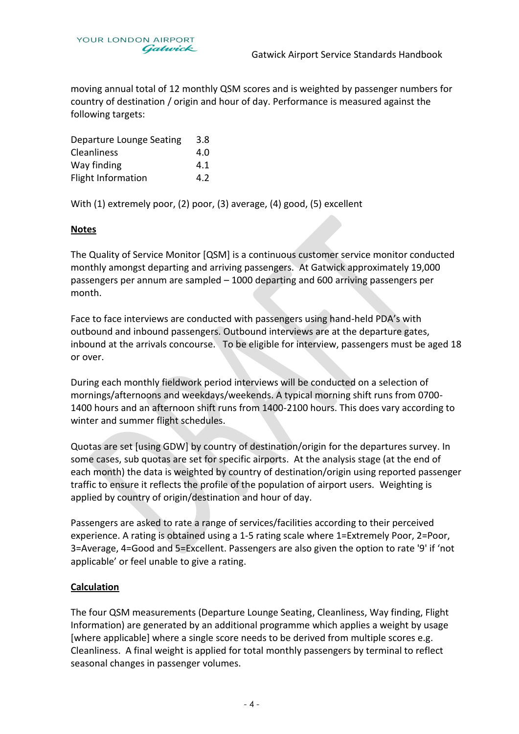moving annual total of 12 monthly QSM scores and is weighted by passenger numbers for country of destination / origin and hour of day. Performance is measured against the following targets:

| | |
|---|---|
| Departure Lounge Seating | 3.8 |
| Cleanliness | 4.0 |
| Way finding | 4.1 |
| Flight Information | 4.2 |

With (1) extremely poor, (2) poor, (3) average, (4) good, (5) excellent

**Notes**

The Quality of Service Monitor [QSM] is a continuous customer service monitor conducted monthly amongst departing and arriving passengers. At Gatwick approximately 19,000 passengers per annum are sampled – 1000 departing and 600 arriving passengers per month.

Face to face interviews are conducted with passengers using hand-held PDA's with outbound and inbound passengers. Outbound interviews are at the departure gates, inbound at the arrivals concourse. To be eligible for interview, passengers must be aged 18 or over.

During each monthly fieldwork period interviews will be conducted on a selection of mornings/afternoons and weekdays/weekends. A typical morning shift runs from 0700-1400 hours and an afternoon shift runs from 1400-2100 hours. This does vary according to winter and summer flight schedules.

Quotas are set [using GDW] by country of destination/origin for the departures survey. In some cases, sub quotas are set for specific airports. At the analysis stage (at the end of each month) the data is weighted by country of destination/origin using reported passenger traffic to ensure it reflects the profile of the population of airport users. Weighting is applied by country of origin/destination and hour of day.

Passengers are asked to rate a range of services/facilities according to their perceived experience. A rating is obtained using a 1-5 rating scale where 1=Extremely Poor, 2=Poor, 3=Average, 4=Good and 5=Excellent. Passengers are also given the option to rate '9' if 'not applicable' or feel unable to give a rating.

**Calculation**

The four QSM measurements (Departure Lounge Seating, Cleanliness, Way finding, Flight Information) are generated by an additional programme which applies a weight by usage [where applicable] where a single score needs to be derived from multiple scores e.g. Cleanliness. A final weight is applied for total monthly passengers by terminal to reflect seasonal changes in passenger volumes.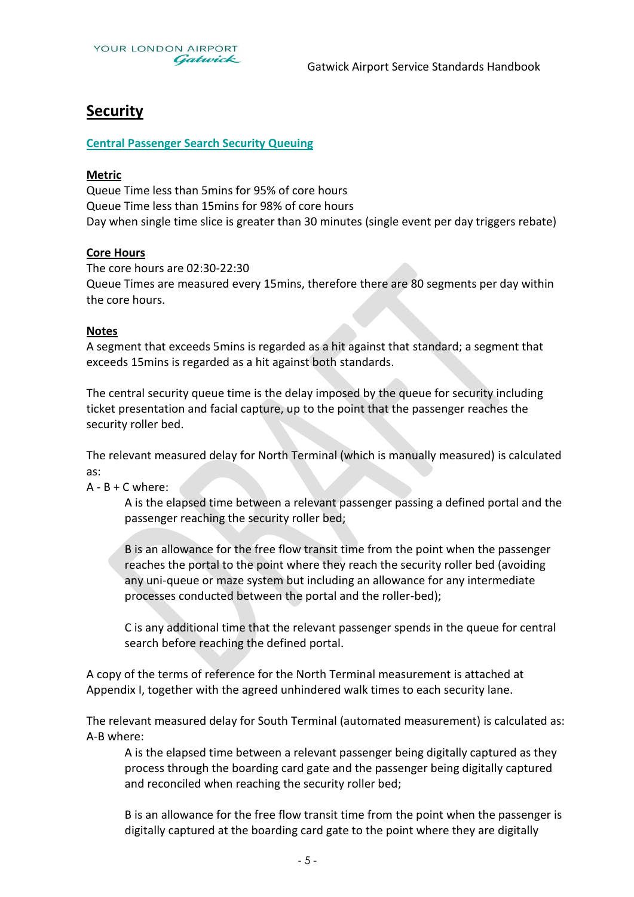# Security

## Central Passenger Search Security Queuing

**Metric**

Queue Time less than 5mins for 95% of core hours
Queue Time less than 15mins for 98% of core hours
Day when single time slice is greater than 30 minutes (single event per day triggers rebate)

**Core Hours**

The core hours are 02:30-22:30
Queue Times are measured every 15mins, therefore there are 80 segments per day within the core hours.

**Notes**

A segment that exceeds 5mins is regarded as a hit against that standard; a segment that exceeds 15mins is regarded as a hit against both standards.

The central security queue time is the delay imposed by the queue for security including ticket presentation and facial capture, up to the point that the passenger reaches the security roller bed.

The relevant measured delay for North Terminal (which is manually measured) is calculated as:

A - B + C where:

> A is the elapsed time between a relevant passenger passing a defined portal and the passenger reaching the security roller bed;
>
> B is an allowance for the free flow transit time from the point when the passenger reaches the portal to the point where they reach the security roller bed (avoiding any uni-queue or maze system but including an allowance for any intermediate processes conducted between the portal and the roller-bed);
>
> C is any additional time that the relevant passenger spends in the queue for central search before reaching the defined portal.

A copy of the terms of reference for the North Terminal measurement is attached at Appendix I, together with the agreed unhindered walk times to each security lane.

The relevant measured delay for South Terminal (automated measurement) is calculated as:

A-B where:

> A is the elapsed time between a relevant passenger being digitally captured as they process through the boarding card gate and the passenger being digitally captured and reconciled when reaching the security roller bed;
>
> B is an allowance for the free flow transit time from the point when the passenger is digitally captured at the boarding card gate to the point where they are digitally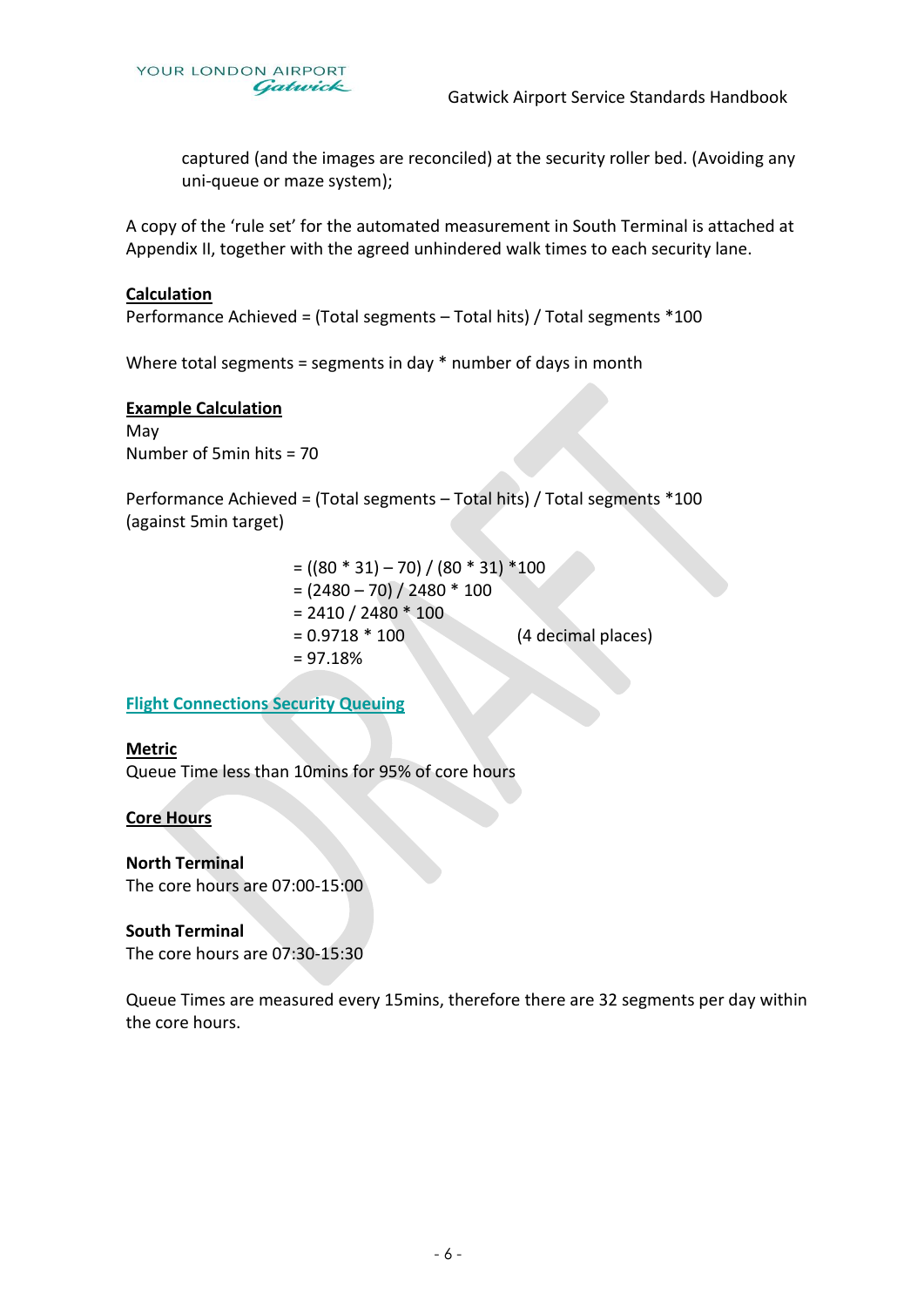captured (and the images are reconciled) at the security roller bed. (Avoiding any uni-queue or maze system);

A copy of the 'rule set' for the automated measurement in South Terminal is attached at Appendix II, together with the agreed unhindered walk times to each security lane.

**Calculation**

Performance Achieved = (Total segments – Total hits) / Total segments *100

Where total segments = segments in day * number of days in month

**Example Calculation**

May

Number of 5min hits = 70

Performance Achieved = (Total segments – Total hits) / Total segments *100 (against 5min target)

$$= ((80 * 31) – 70) / (80 * 31) *100$$
$$= (2480 – 70) / 2480 * 100$$
$$= 2410 / 2480 * 100$$
$$= 0.9718 * 100 \quad \text{(4 decimal places)}$$
$$= 97.18\%$$

## Flight Connections Security Queuing

**Metric**

Queue Time less than 10mins for 95% of core hours

**Core Hours**

**North Terminal**

The core hours are 07:00-15:00

**South Terminal**

The core hours are 07:30-15:30

Queue Times are measured every 15mins, therefore there are 32 segments per day within the core hours.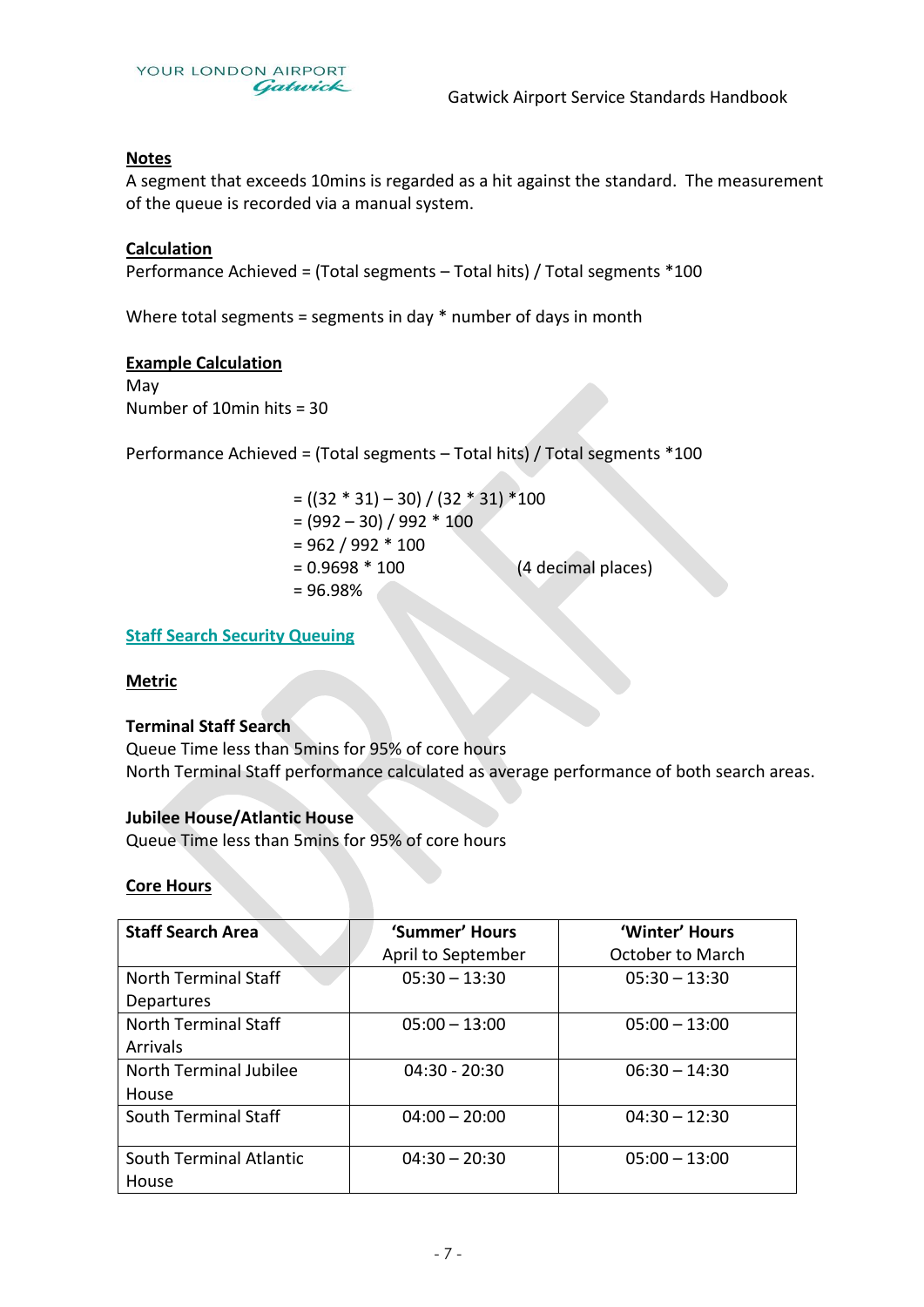**Notes**

A segment that exceeds 10mins is regarded as a hit against the standard. The measurement of the queue is recorded via a manual system.

**Calculation**

Performance Achieved = (Total segments – Total hits) / Total segments *100

Where total segments = segments in day * number of days in month

**Example Calculation**

May

Number of 10min hits = 30

Performance Achieved = (Total segments – Total hits) / Total segments *100

= ((32 * 31) – 30) / (32 * 31) *100
= (992 – 30) / 992 * 100
= 962 / 992 * 100
= 0.9698 * 100 (4 decimal places)
= 96.98%

## Staff Search Security Queuing

**Metric**

**Terminal Staff Search**

Queue Time less than 5mins for 95% of core hours

North Terminal Staff performance calculated as average performance of both search areas.

**Jubilee House/Atlantic House**

Queue Time less than 5mins for 95% of core hours

**Core Hours**

| Staff Search Area | 'Summer' Hours April to September | 'Winter' Hours October to March |
|---|---|---|
| North Terminal Staff Departures | 05:30 – 13:30 | 05:30 – 13:30 |
| North Terminal Staff Arrivals | 05:00 – 13:00 | 05:00 – 13:00 |
| North Terminal Jubilee House | 04:30 - 20:30 | 06:30 – 14:30 |
| South Terminal Staff | 04:00 – 20:00 | 04:30 – 12:30 |
| South Terminal Atlantic House | 04:30 – 20:30 | 05:00 – 13:00 |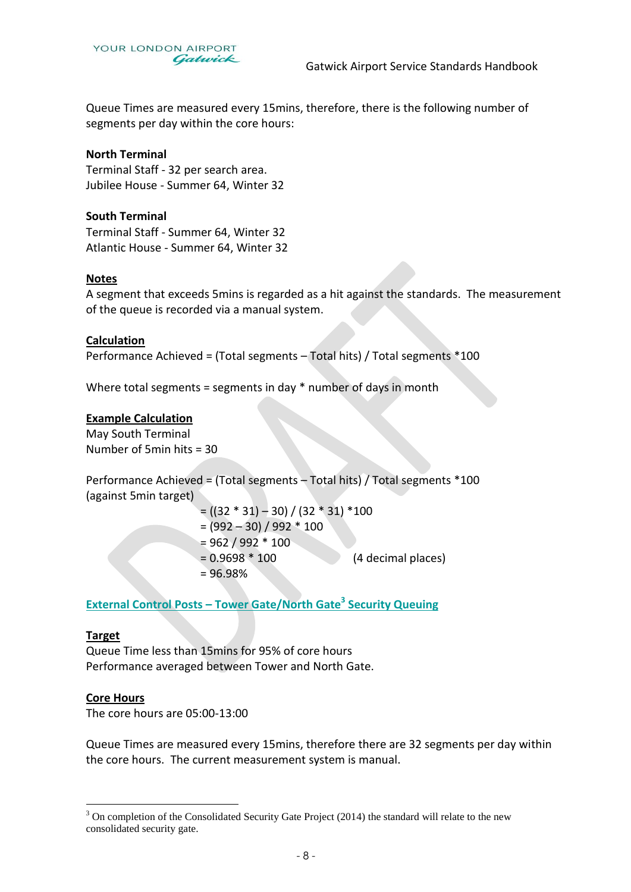Queue Times are measured every 15mins, therefore, there is the following number of segments per day within the core hours:

**North Terminal**
Terminal Staff - 32 per search area.
Jubilee House - Summer 64, Winter 32

**South Terminal**
Terminal Staff - Summer 64, Winter 32
Atlantic House - Summer 64, Winter 32

**Notes**
A segment that exceeds 5mins is regarded as a hit against the standards. The measurement of the queue is recorded via a manual system.

**Calculation**
Performance Achieved = (Total segments – Total hits) / Total segments *100

Where total segments = segments in day * number of days in month

**Example Calculation**
May South Terminal
Number of 5min hits = 30

Performance Achieved = (Total segments – Total hits) / Total segments *100
(against 5min target)

= ((32 * 31) – 30) / (32 * 31) *100
= (992 – 30) / 992 * 100
= 962 / 992 * 100
= 0.9698 * 100 (4 decimal places)
= 96.98%

### External Control Posts – Tower Gate/North Gate[3] Security Queuing

**Target**
Queue Time less than 15mins for 95% of core hours
Performance averaged between Tower and North Gate.

**Core Hours**
The core hours are 05:00-13:00

Queue Times are measured every 15mins, therefore there are 32 segments per day within the core hours. The current measurement system is manual.

[3] On completion of the Consolidated Security Gate Project (2014) the standard will relate to the new consolidated security gate.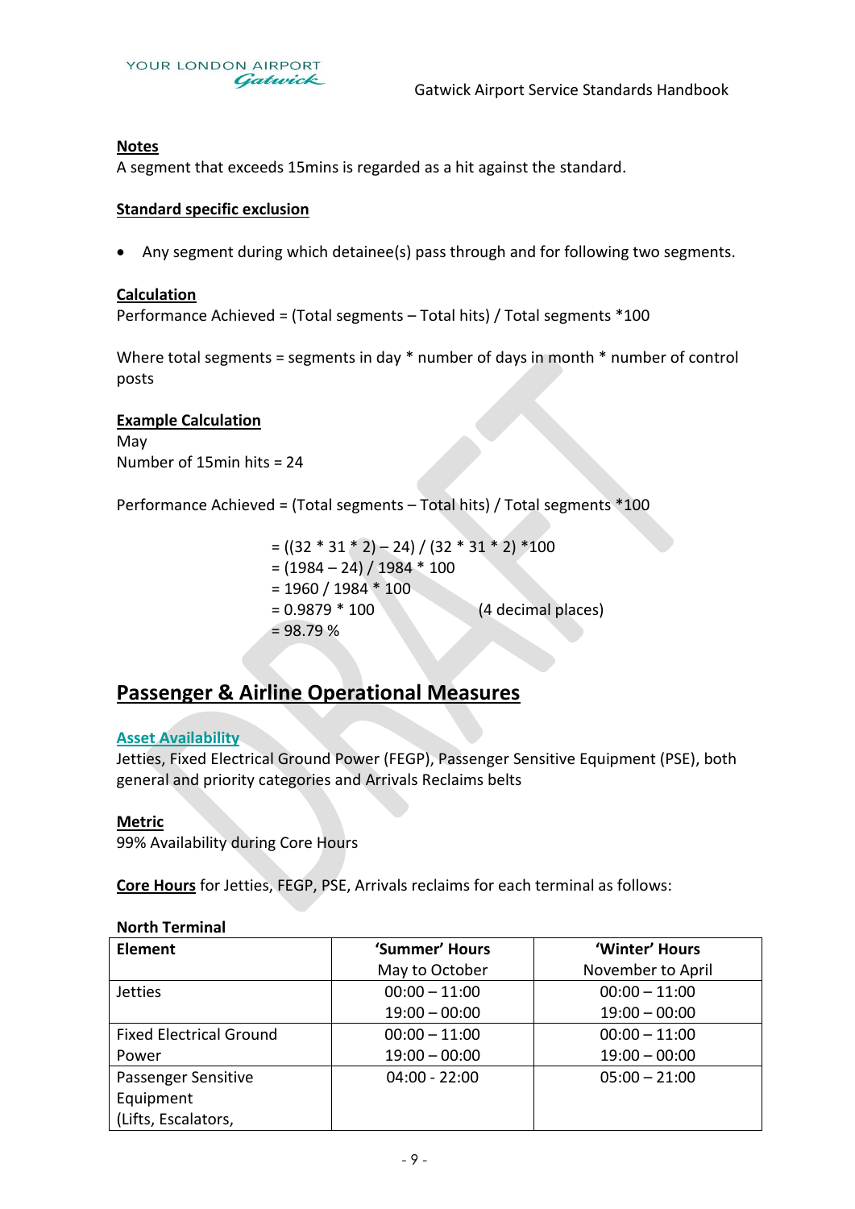**Notes**
A segment that exceeds 15mins is regarded as a hit against the standard.

**Standard specific exclusion**

- Any segment during which detainee(s) pass through and for following two segments.

**Calculation**
Performance Achieved = (Total segments – Total hits) / Total segments *100

Where total segments = segments in day * number of days in month * number of control posts

**Example Calculation**
May
Number of 15min hits = 24

Performance Achieved = (Total segments – Total hits) / Total segments *100

= ((32 * 31 * 2) – 24) / (32 * 31 * 2) *100
= (1984 – 24) / 1984 * 100
= 1960 / 1984 * 100
= 0.9879 * 100 (4 decimal places)
= 98.79 %

## Passenger & Airline Operational Measures

**Asset Availability**
Jetties, Fixed Electrical Ground Power (FEGP), Passenger Sensitive Equipment (PSE), both general and priority categories and Arrivals Reclaims belts

**Metric**
99% Availability during Core Hours

**Core Hours** for Jetties, FEGP, PSE, Arrivals reclaims for each terminal as follows:

**North Terminal**

| Element | 'Summer' Hours May to October | 'Winter' Hours November to April |
|---|---|---|
| Jetties | 00:00 – 11:00<br>19:00 – 00:00 | 00:00 – 11:00<br>19:00 – 00:00 |
| Fixed Electrical Ground Power | 00:00 – 11:00<br>19:00 – 00:00 | 00:00 – 11:00<br>19:00 – 00:00 |
| Passenger Sensitive Equipment (Lifts, Escalators, | 04:00 - 22:00 | 05:00 – 21:00 |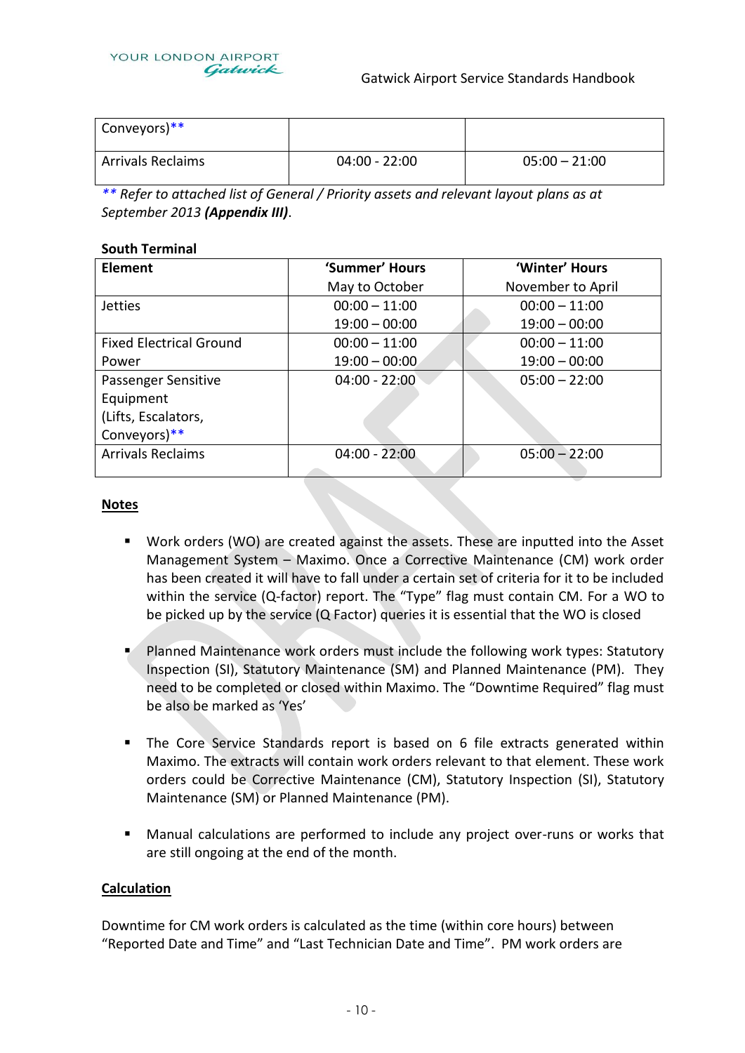| | | |
|---|---|---|
| Conveyors)** | | |
| Arrivals Reclaims | 04:00 - 22:00 | 05:00 – 21:00 |

*** Refer to attached list of General / Priority assets and relevant layout plans as at September 2013 **(Appendix III)**.*

**South Terminal**

| Element | 'Summer' Hours<br>May to October | 'Winter' Hours<br>November to April |
|---|---|---|
| Jetties | 00:00 – 11:00<br>19:00 – 00:00 | 00:00 – 11:00<br>19:00 – 00:00 |
| Fixed Electrical Ground Power | 00:00 – 11:00<br>19:00 – 00:00 | 00:00 – 11:00<br>19:00 – 00:00 |
| Passenger Sensitive Equipment (Lifts, Escalators, Conveyors)** | 04:00 - 22:00 | 05:00 – 22:00 |
| Arrivals Reclaims | 04:00 - 22:00 | 05:00 – 22:00 |

**Notes**

- Work orders (WO) are created against the assets. These are inputted into the Asset Management System – Maximo. Once a Corrective Maintenance (CM) work order has been created it will have to fall under a certain set of criteria for it to be included within the service (Q-factor) report. The "Type" flag must contain CM. For a WO to be picked up by the service (Q Factor) queries it is essential that the WO is closed

- Planned Maintenance work orders must include the following work types: Statutory Inspection (SI), Statutory Maintenance (SM) and Planned Maintenance (PM). They need to be completed or closed within Maximo. The "Downtime Required" flag must be also be marked as 'Yes'

- The Core Service Standards report is based on 6 file extracts generated within Maximo. The extracts will contain work orders relevant to that element. These work orders could be Corrective Maintenance (CM), Statutory Inspection (SI), Statutory Maintenance (SM) or Planned Maintenance (PM).

- Manual calculations are performed to include any project over-runs or works that are still ongoing at the end of the month.

**Calculation**

Downtime for CM work orders is calculated as the time (within core hours) between "Reported Date and Time" and "Last Technician Date and Time". PM work orders are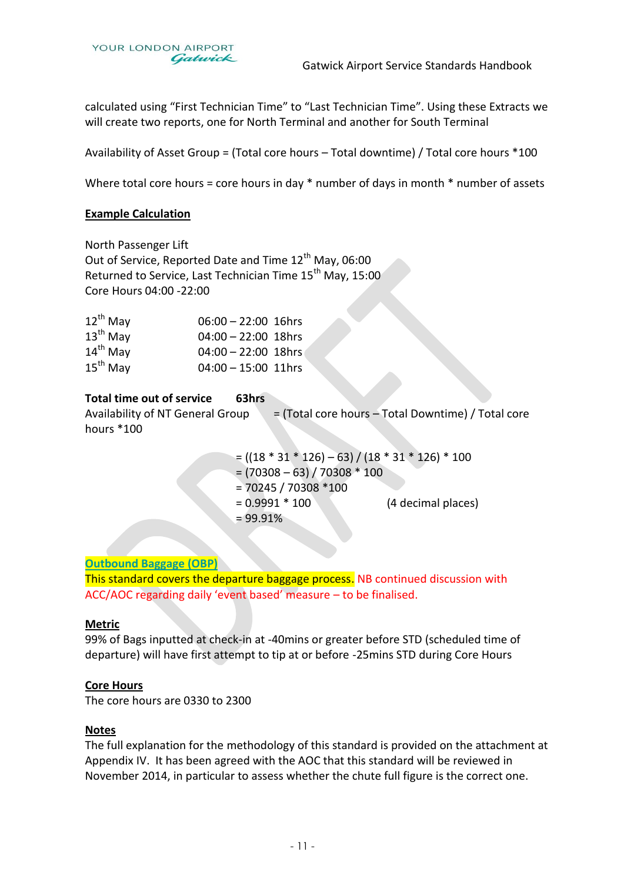calculated using "First Technician Time" to "Last Technician Time". Using these Extracts we will create two reports, one for North Terminal and another for South Terminal

Availability of Asset Group = (Total core hours – Total downtime) / Total core hours *100

Where total core hours = core hours in day * number of days in month * number of assets

**Example Calculation**

North Passenger Lift
Out of Service, Reported Date and Time 12th May, 06:00
Returned to Service, Last Technician Time 15th May, 15:00
Core Hours 04:00 -22:00

| | | |
|---|---|---|
| 12th May | 06:00 – 22:00 | 16hrs |
| 13th May | 04:00 – 22:00 | 18hrs |
| 14th May | 04:00 – 22:00 | 18hrs |
| 15th May | 04:00 – 15:00 | 11hrs |

**Total time out of service** **63hrs**

Availability of NT General Group = (Total core hours – Total Downtime) / Total core hours *100

= ((18 * 31 * 126) – 63) / (18 * 31 * 126) * 100
= (70308 – 63) / 70308 * 100
= 70245 / 70308 *100
= 0.9991 * 100 (4 decimal places)
= 99.91%

**Outbound Baggage (OBP)**
This standard covers the departure baggage process. NB continued discussion with ACC/AOC regarding daily 'event based' measure – to be finalised.

**Metric**
99% of Bags inputted at check-in at -40mins or greater before STD (scheduled time of departure) will have first attempt to tip at or before -25mins STD during Core Hours

**Core Hours**
The core hours are 0330 to 2300

**Notes**
The full explanation for the methodology of this standard is provided on the attachment at Appendix IV. It has been agreed with the AOC that this standard will be reviewed in November 2014, in particular to assess whether the chute full figure is the correct one.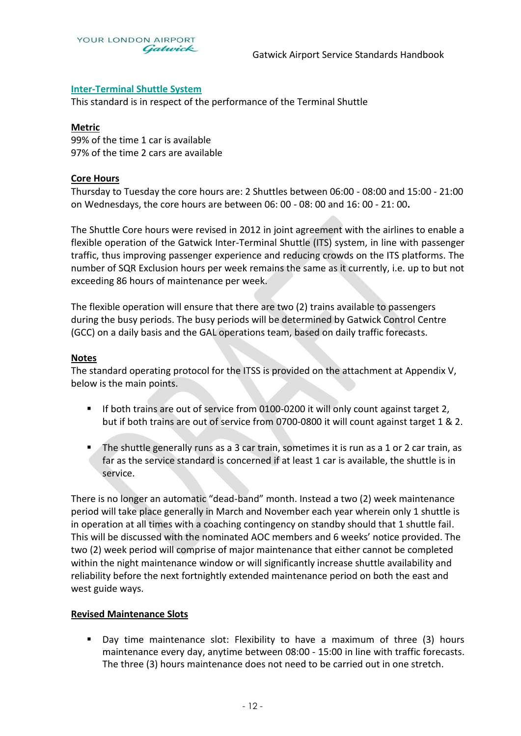## Inter-Terminal Shuttle System

This standard is in respect of the performance of the Terminal Shuttle

### Metric

99% of the time 1 car is available
97% of the time 2 cars are available

### Core Hours

Thursday to Tuesday the core hours are: 2 Shuttles between 06:00 - 08:00 and 15:00 - 21:00 on Wednesdays, the core hours are between 06: 00 - 08: 00 and 16: 00 - 21: 00**.**

The Shuttle Core hours were revised in 2012 in joint agreement with the airlines to enable a flexible operation of the Gatwick Inter-Terminal Shuttle (ITS) system, in line with passenger traffic, thus improving passenger experience and reducing crowds on the ITS platforms. The number of SQR Exclusion hours per week remains the same as it currently, i.e. up to but not exceeding 86 hours of maintenance per week.

The flexible operation will ensure that there are two (2) trains available to passengers during the busy periods. The busy periods will be determined by Gatwick Control Centre (GCC) on a daily basis and the GAL operations team, based on daily traffic forecasts.

### Notes

The standard operating protocol for the ITSS is provided on the attachment at Appendix V, below is the main points.

- If both trains are out of service from 0100-0200 it will only count against target 2, but if both trains are out of service from 0700-0800 it will count against target 1 & 2.
- The shuttle generally runs as a 3 car train, sometimes it is run as a 1 or 2 car train, as far as the service standard is concerned if at least 1 car is available, the shuttle is in service.

There is no longer an automatic "dead-band" month. Instead a two (2) week maintenance period will take place generally in March and November each year wherein only 1 shuttle is in operation at all times with a coaching contingency on standby should that 1 shuttle fail. This will be discussed with the nominated AOC members and 6 weeks' notice provided. The two (2) week period will comprise of major maintenance that either cannot be completed within the night maintenance window or will significantly increase shuttle availability and reliability before the next fortnightly extended maintenance period on both the east and west guide ways.

### Revised Maintenance Slots

- Day time maintenance slot: Flexibility to have a maximum of three (3) hours maintenance every day, anytime between 08:00 - 15:00 in line with traffic forecasts. The three (3) hours maintenance does not need to be carried out in one stretch.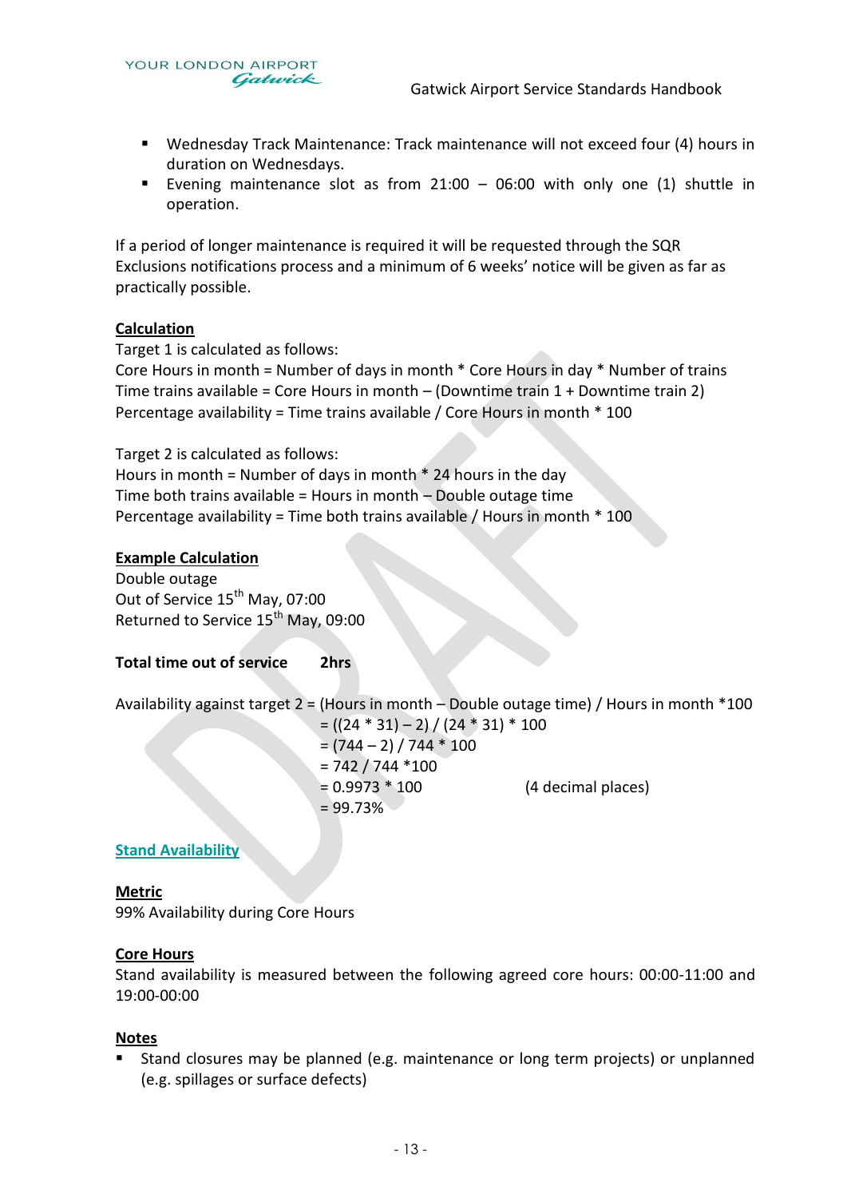- Wednesday Track Maintenance: Track maintenance will not exceed four (4) hours in duration on Wednesdays.
- Evening maintenance slot as from 21:00 – 06:00 with only one (1) shuttle in operation.

If a period of longer maintenance is required it will be requested through the SQR Exclusions notifications process and a minimum of 6 weeks' notice will be given as far as practically possible.

**Calculation**

Target 1 is calculated as follows:
Core Hours in month = Number of days in month * Core Hours in day * Number of trains
Time trains available = Core Hours in month – (Downtime train 1 + Downtime train 2)
Percentage availability = Time trains available / Core Hours in month * 100

Target 2 is calculated as follows:
Hours in month = Number of days in month * 24 hours in the day
Time both trains available = Hours in month – Double outage time
Percentage availability = Time both trains available / Hours in month * 100

**Example Calculation**

Double outage
Out of Service 15th May, 07:00
Returned to Service 15th May, 09:00

**Total time out of service 2hrs**

Availability against target 2 = (Hours in month – Double outage time) / Hours in month *100
= ((24 * 31) – 2) / (24 * 31) * 100
= (744 – 2) / 744 * 100
= 742 / 744 *100
= 0.9973 * 100 (4 decimal places)
= 99.73%

## Stand Availability

**Metric**

99% Availability during Core Hours

**Core Hours**

Stand availability is measured between the following agreed core hours: 00:00-11:00 and 19:00-00:00

**Notes**

- Stand closures may be planned (e.g. maintenance or long term projects) or unplanned (e.g. spillages or surface defects)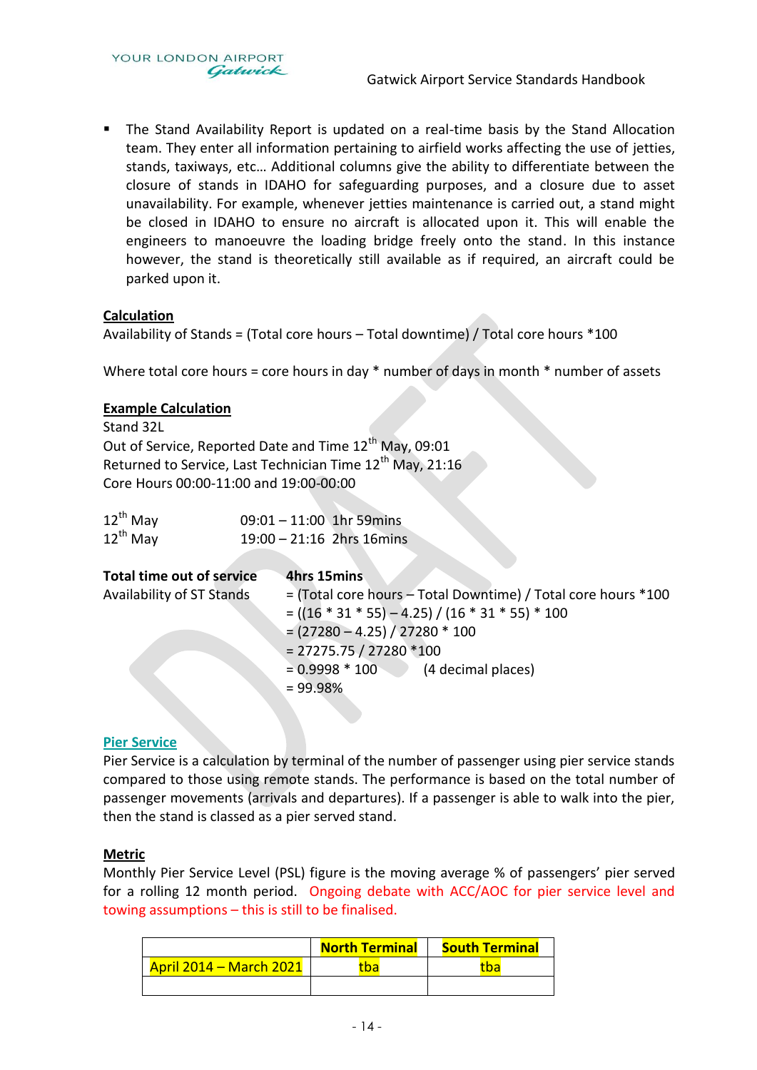- The Stand Availability Report is updated on a real-time basis by the Stand Allocation team. They enter all information pertaining to airfield works affecting the use of jetties, stands, taxiways, etc… Additional columns give the ability to differentiate between the closure of stands in IDAHO for safeguarding purposes, and a closure due to asset unavailability. For example, whenever jetties maintenance is carried out, a stand might be closed in IDAHO to ensure no aircraft is allocated upon it. This will enable the engineers to manoeuvre the loading bridge freely onto the stand. In this instance however, the stand is theoretically still available as if required, an aircraft could be parked upon it.

**Calculation**

Availability of Stands = (Total core hours – Total downtime) / Total core hours *100

Where total core hours = core hours in day * number of days in month * number of assets

**Example Calculation**

Stand 32L
Out of Service, Reported Date and Time 12th May, 09:01
Returned to Service, Last Technician Time 12th May, 21:16
Core Hours 00:00-11:00 and 19:00-00:00

| | |
|---|---|
| 12th May | 09:01 – 11:00 1hr 59mins |
| 12th May | 19:00 – 21:16 2hrs 16mins |

**Total time out of service** 4hrs 15mins

Availability of ST Stands
= (Total core hours – Total Downtime) / Total core hours *100
= ((16 * 31 * 55) – 4.25) / (16 * 31 * 55) * 100
= (27280 – 4.25) / 27280 * 100
= 27275.75 / 27280 *100
= 0.9998 * 100 (4 decimal places)
= 99.98%

## Pier Service

Pier Service is a calculation by terminal of the number of passenger using pier service stands compared to those using remote stands. The performance is based on the total number of passenger movements (arrivals and departures). If a passenger is able to walk into the pier, then the stand is classed as a pier served stand.

**Metric**

Monthly Pier Service Level (PSL) figure is the moving average % of passengers' pier served for a rolling 12 month period. Ongoing debate with ACC/AOC for pier service level and towing assumptions – this is still to be finalised.

| | North Terminal | South Terminal |
|---|---|---|
| April 2014 – March 2021 | tba | tba |
| | | |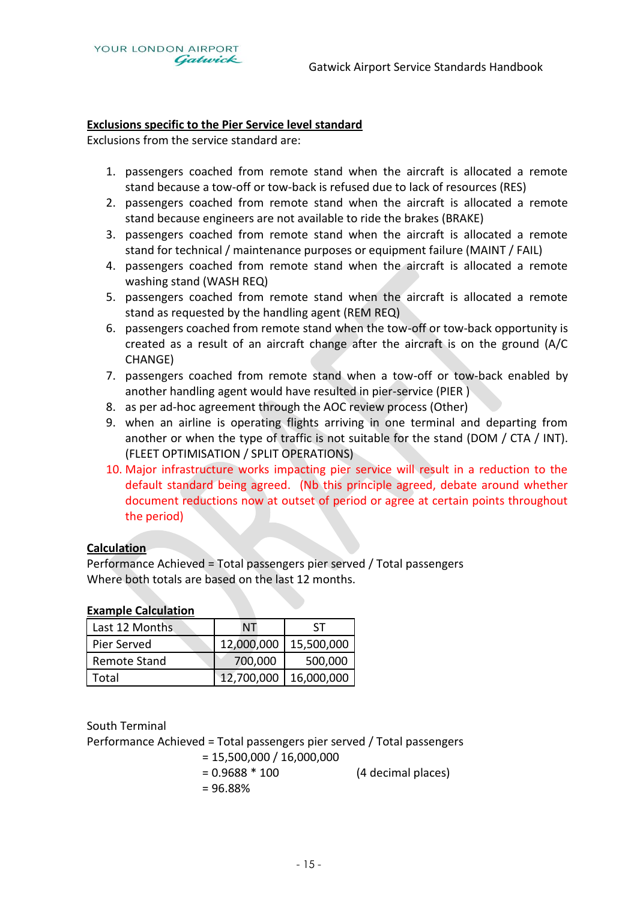**Exclusions specific to the Pier Service level standard**

Exclusions from the service standard are:

1. passengers coached from remote stand when the aircraft is allocated a remote stand because a tow-off or tow-back is refused due to lack of resources (RES)
2. passengers coached from remote stand when the aircraft is allocated a remote stand because engineers are not available to ride the brakes (BRAKE)
3. passengers coached from remote stand when the aircraft is allocated a remote stand for technical / maintenance purposes or equipment failure (MAINT / FAIL)
4. passengers coached from remote stand when the aircraft is allocated a remote washing stand (WASH REQ)
5. passengers coached from remote stand when the aircraft is allocated a remote stand as requested by the handling agent (REM REQ)
6. passengers coached from remote stand when the tow-off or tow-back opportunity is created as a result of an aircraft change after the aircraft is on the ground (A/C CHANGE)
7. passengers coached from remote stand when a tow-off or tow-back enabled by another handling agent would have resulted in pier-service (PIER )
8. as per ad-hoc agreement through the AOC review process (Other)
9. when an airline is operating flights arriving in one terminal and departing from another or when the type of traffic is not suitable for the stand (DOM / CTA / INT). (FLEET OPTIMISATION / SPLIT OPERATIONS)
10. Major infrastructure works impacting pier service will result in a reduction to the default standard being agreed. (Nb this principle agreed, debate around whether document reductions now at outset of period or agree at certain points throughout the period)

**Calculation**

Performance Achieved = Total passengers pier served / Total passengers
Where both totals are based on the last 12 months.

**Example Calculation**

| Last 12 Months | NT | ST |
|---|---|---|
| Pier Served | 12,000,000 | 15,500,000 |
| Remote Stand | 700,000 | 500,000 |
| Total | 12,700,000 | 16,000,000 |

South Terminal
Performance Achieved = Total passengers pier served / Total passengers
= 15,500,000 / 16,000,000
= 0.9688 * 100 (4 decimal places)
= 96.88%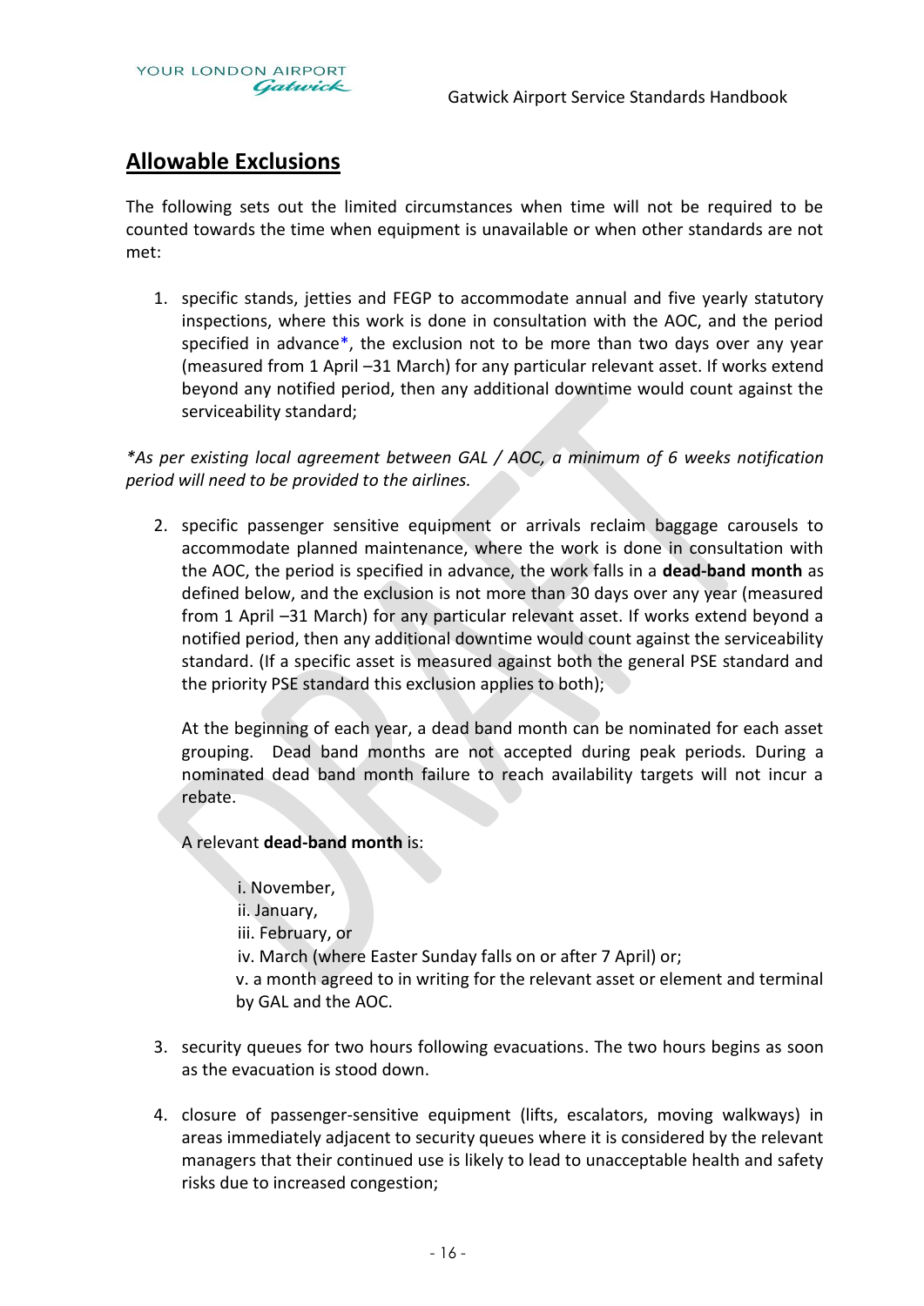## Allowable Exclusions

The following sets out the limited circumstances when time will not be required to be counted towards the time when equipment is unavailable or when other standards are not met:

1. specific stands, jetties and FEGP to accommodate annual and five yearly statutory inspections, where this work is done in consultation with the AOC, and the period specified in advance*, the exclusion not to be more than two days over any year (measured from 1 April –31 March) for any particular relevant asset. If works extend beyond any notified period, then any additional downtime would count against the serviceability standard;

*\*As per existing local agreement between GAL / AOC, a minimum of 6 weeks notification period will need to be provided to the airlines.*

2. specific passenger sensitive equipment or arrivals reclaim baggage carousels to accommodate planned maintenance, where the work is done in consultation with the AOC, the period is specified in advance, the work falls in a **dead-band month** as defined below, and the exclusion is not more than 30 days over any year (measured from 1 April –31 March) for any particular relevant asset. If works extend beyond a notified period, then any additional downtime would count against the serviceability standard. (If a specific asset is measured against both the general PSE standard and the priority PSE standard this exclusion applies to both);

   At the beginning of each year, a dead band month can be nominated for each asset grouping. Dead band months are not accepted during peak periods. During a nominated dead band month failure to reach availability targets will not incur a rebate.

   A relevant **dead-band month** is:

   i. November,  
   ii. January,  
   iii. February, or  
   iv. March (where Easter Sunday falls on or after 7 April) or;  
   v. a month agreed to in writing for the relevant asset or element and terminal by GAL and the AOC.

3. security queues for two hours following evacuations. The two hours begins as soon as the evacuation is stood down.

4. closure of passenger-sensitive equipment (lifts, escalators, moving walkways) in areas immediately adjacent to security queues where it is considered by the relevant managers that their continued use is likely to lead to unacceptable health and safety risks due to increased congestion;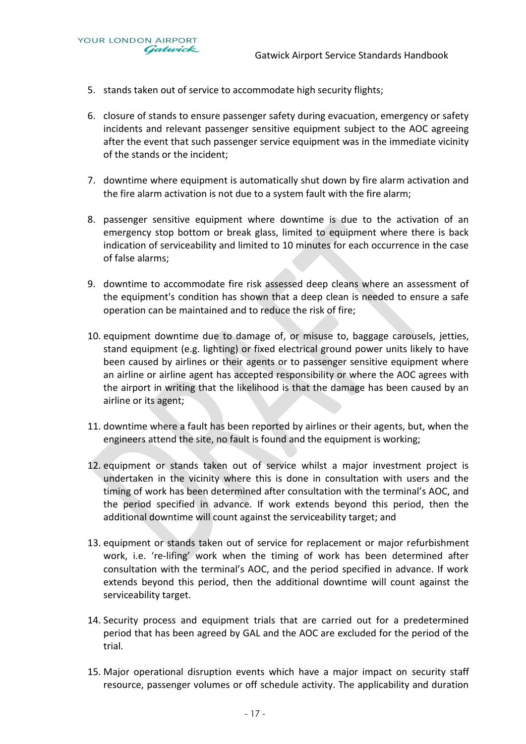5. stands taken out of service to accommodate high security flights;

6. closure of stands to ensure passenger safety during evacuation, emergency or safety incidents and relevant passenger sensitive equipment subject to the AOC agreeing after the event that such passenger service equipment was in the immediate vicinity of the stands or the incident;

7. downtime where equipment is automatically shut down by fire alarm activation and the fire alarm activation is not due to a system fault with the fire alarm;

8. passenger sensitive equipment where downtime is due to the activation of an emergency stop bottom or break glass, limited to equipment where there is back indication of serviceability and limited to 10 minutes for each occurrence in the case of false alarms;

9. downtime to accommodate fire risk assessed deep cleans where an assessment of the equipment's condition has shown that a deep clean is needed to ensure a safe operation can be maintained and to reduce the risk of fire;

10. equipment downtime due to damage of, or misuse to, baggage carousels, jetties, stand equipment (e.g. lighting) or fixed electrical ground power units likely to have been caused by airlines or their agents or to passenger sensitive equipment where an airline or airline agent has accepted responsibility or where the AOC agrees with the airport in writing that the likelihood is that the damage has been caused by an airline or its agent;

11. downtime where a fault has been reported by airlines or their agents, but, when the engineers attend the site, no fault is found and the equipment is working;

12. equipment or stands taken out of service whilst a major investment project is undertaken in the vicinity where this is done in consultation with users and the timing of work has been determined after consultation with the terminal's AOC, and the period specified in advance. If work extends beyond this period, then the additional downtime will count against the serviceability target; and

13. equipment or stands taken out of service for replacement or major refurbishment work, i.e. 're-lifing' work when the timing of work has been determined after consultation with the terminal's AOC, and the period specified in advance. If work extends beyond this period, then the additional downtime will count against the serviceability target.

14. Security process and equipment trials that are carried out for a predetermined period that has been agreed by GAL and the AOC are excluded for the period of the trial.

15. Major operational disruption events which have a major impact on security staff resource, passenger volumes or off schedule activity. The applicability and duration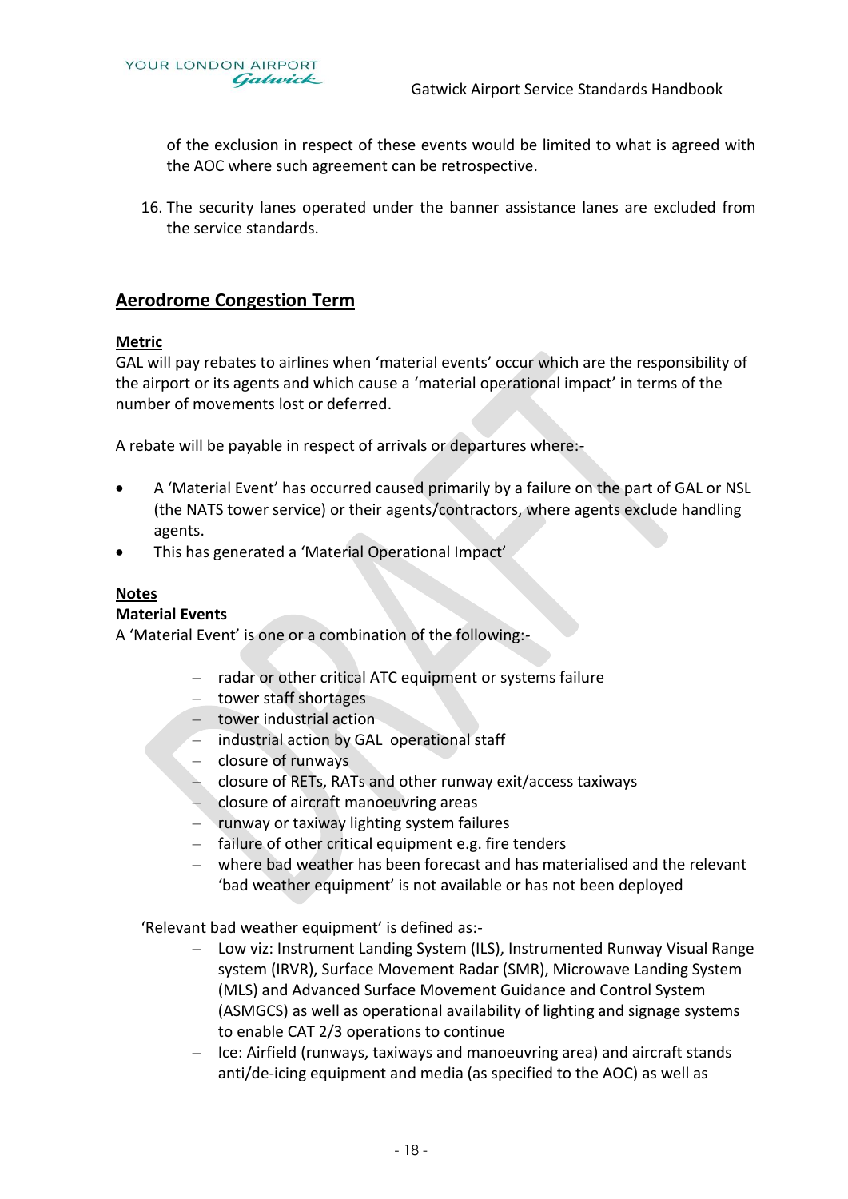of the exclusion in respect of these events would be limited to what is agreed with the AOC where such agreement can be retrospective.

16. The security lanes operated under the banner assistance lanes are excluded from the service standards.

## Aerodrome Congestion Term

**Metric**

GAL will pay rebates to airlines when 'material events' occur which are the responsibility of the airport or its agents and which cause a 'material operational impact' in terms of the number of movements lost or deferred.

A rebate will be payable in respect of arrivals or departures where:-

- A 'Material Event' has occurred caused primarily by a failure on the part of GAL or NSL (the NATS tower service) or their agents/contractors, where agents exclude handling agents.
- This has generated a 'Material Operational Impact'

**Notes**

**Material Events**

A 'Material Event' is one or a combination of the following:-

- radar or other critical ATC equipment or systems failure
- tower staff shortages
- tower industrial action
- industrial action by GAL operational staff
- closure of runways
- closure of RETs, RATs and other runway exit/access taxiways
- closure of aircraft manoeuvring areas
- runway or taxiway lighting system failures
- failure of other critical equipment e.g. fire tenders
- where bad weather has been forecast and has materialised and the relevant 'bad weather equipment' is not available or has not been deployed

'Relevant bad weather equipment' is defined as:-

- Low viz: Instrument Landing System (ILS), Instrumented Runway Visual Range system (IRVR), Surface Movement Radar (SMR), Microwave Landing System (MLS) and Advanced Surface Movement Guidance and Control System (ASMGCS) as well as operational availability of lighting and signage systems to enable CAT 2/3 operations to continue
- Ice: Airfield (runways, taxiways and manoeuvring area) and aircraft stands anti/de-icing equipment and media (as specified to the AOC) as well as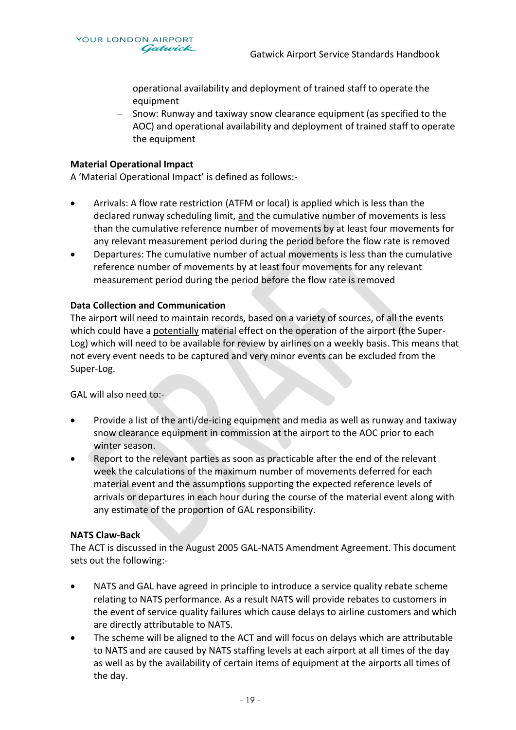operational availability and deployment of trained staff to operate the equipment
  - Snow: Runway and taxiway snow clearance equipment (as specified to the AOC) and operational availability and deployment of trained staff to operate the equipment

**Material Operational Impact**

A 'Material Operational Impact' is defined as follows:-

- Arrivals: A flow rate restriction (ATFM or local) is applied which is less than the declared runway scheduling limit, and the cumulative number of movements is less than the cumulative reference number of movements by at least four movements for any relevant measurement period during the period before the flow rate is removed
- Departures: The cumulative number of actual movements is less than the cumulative reference number of movements by at least four movements for any relevant measurement period during the period before the flow rate is removed

**Data Collection and Communication**

The airport will need to maintain records, based on a variety of sources, of all the events which could have a potentially material effect on the operation of the airport (the Super-Log) which will need to be available for review by airlines on a weekly basis. This means that not every event needs to be captured and very minor events can be excluded from the Super-Log.

GAL will also need to:-

- Provide a list of the anti/de-icing equipment and media as well as runway and taxiway snow clearance equipment in commission at the airport to the AOC prior to each winter season.
- Report to the relevant parties as soon as practicable after the end of the relevant week the calculations of the maximum number of movements deferred for each material event and the assumptions supporting the expected reference levels of arrivals or departures in each hour during the course of the material event along with any estimate of the proportion of GAL responsibility.

**NATS Claw-Back**

The ACT is discussed in the August 2005 GAL-NATS Amendment Agreement. This document sets out the following:-

- NATS and GAL have agreed in principle to introduce a service quality rebate scheme relating to NATS performance. As a result NATS will provide rebates to customers in the event of service quality failures which cause delays to airline customers and which are directly attributable to NATS.
- The scheme will be aligned to the ACT and will focus on delays which are attributable to NATS and are caused by NATS staffing levels at each airport at all times of the day as well as by the availability of certain items of equipment at the airports all times of the day.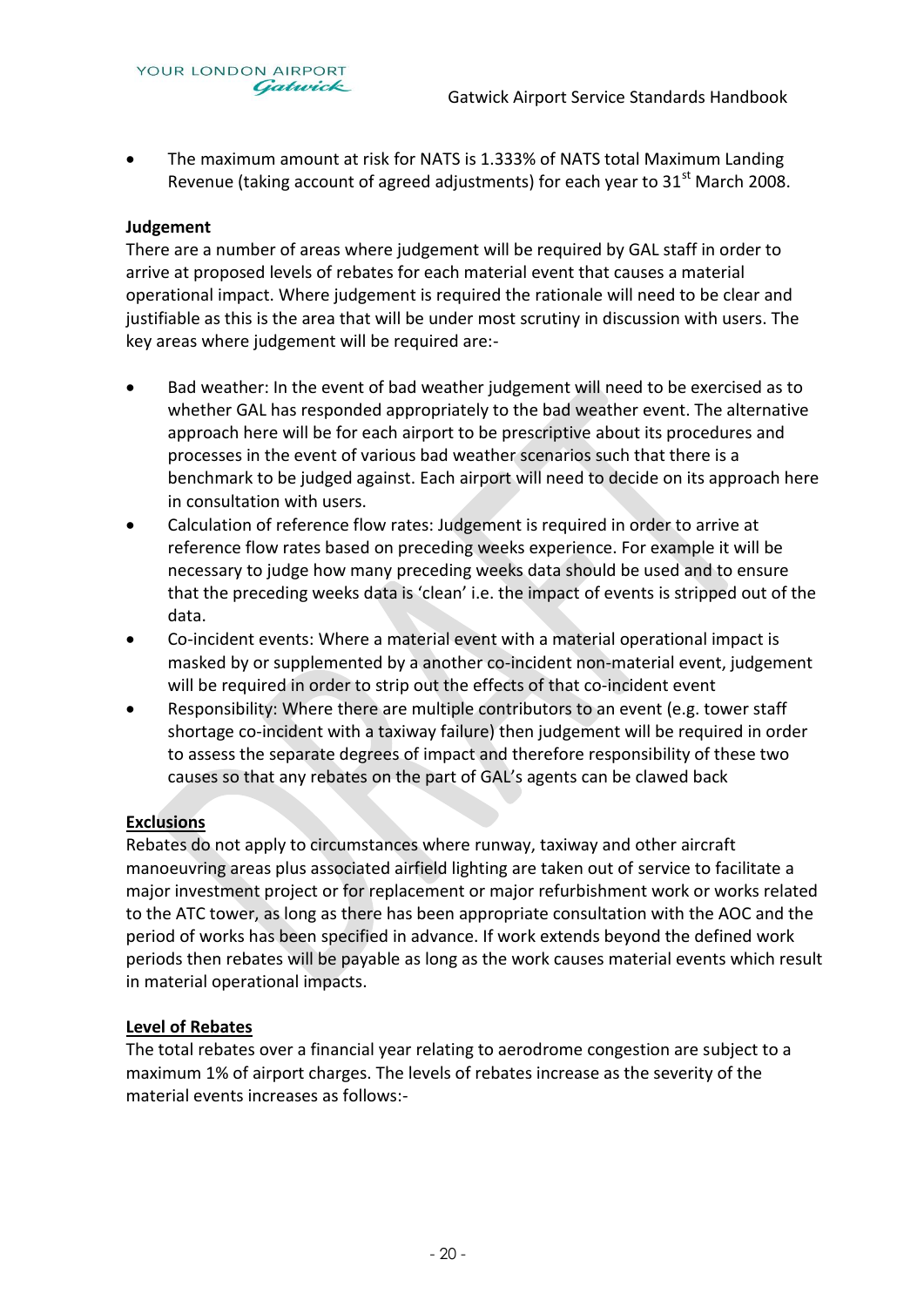- The maximum amount at risk for NATS is 1.333% of NATS total Maximum Landing Revenue (taking account of agreed adjustments) for each year to 31st March 2008.

**Judgement**

There are a number of areas where judgement will be required by GAL staff in order to arrive at proposed levels of rebates for each material event that causes a material operational impact. Where judgement is required the rationale will need to be clear and justifiable as this is the area that will be under most scrutiny in discussion with users. The key areas where judgement will be required are:-

- Bad weather: In the event of bad weather judgement will need to be exercised as to whether GAL has responded appropriately to the bad weather event. The alternative approach here will be for each airport to be prescriptive about its procedures and processes in the event of various bad weather scenarios such that there is a benchmark to be judged against. Each airport will need to decide on its approach here in consultation with users.
- Calculation of reference flow rates: Judgement is required in order to arrive at reference flow rates based on preceding weeks experience. For example it will be necessary to judge how many preceding weeks data should be used and to ensure that the preceding weeks data is 'clean' i.e. the impact of events is stripped out of the data.
- Co-incident events: Where a material event with a material operational impact is masked by or supplemented by a another co-incident non-material event, judgement will be required in order to strip out the effects of that co-incident event
- Responsibility: Where there are multiple contributors to an event (e.g. tower staff shortage co-incident with a taxiway failure) then judgement will be required in order to assess the separate degrees of impact and therefore responsibility of these two causes so that any rebates on the part of GAL's agents can be clawed back

**Exclusions**

Rebates do not apply to circumstances where runway, taxiway and other aircraft manoeuvring areas plus associated airfield lighting are taken out of service to facilitate a major investment project or for replacement or major refurbishment work or works related to the ATC tower, as long as there has been appropriate consultation with the AOC and the period of works has been specified in advance. If work extends beyond the defined work periods then rebates will be payable as long as the work causes material events which result in material operational impacts.

**Level of Rebates**

The total rebates over a financial year relating to aerodrome congestion are subject to a maximum 1% of airport charges. The levels of rebates increase as the severity of the material events increases as follows:-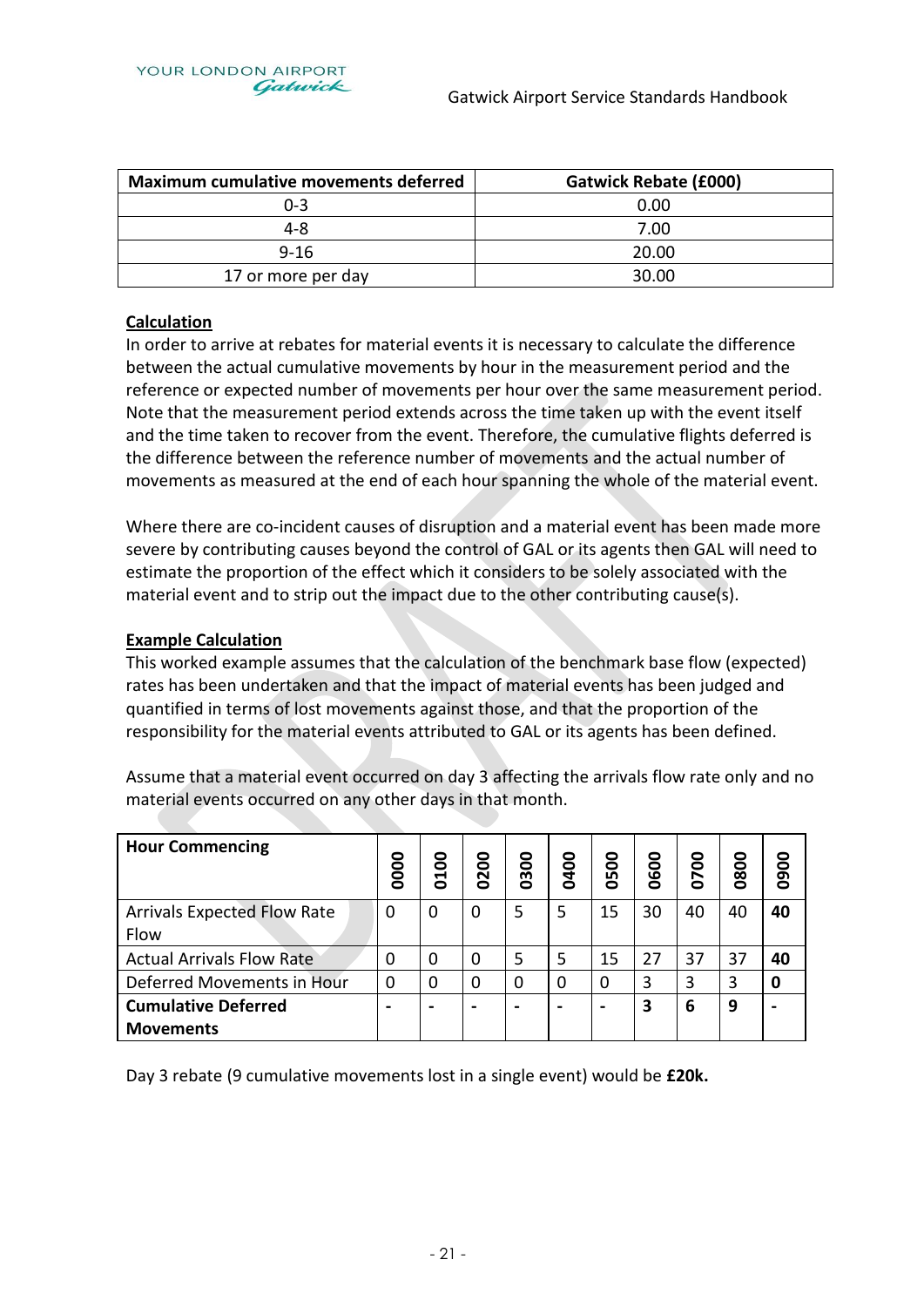| Maximum cumulative movements deferred | Gatwick Rebate (£000) |
|---|---|
| 0-3 | 0.00 |
| 4-8 | 7.00 |
| 9-16 | 20.00 |
| 17 or more per day | 30.00 |

**Calculation**

In order to arrive at rebates for material events it is necessary to calculate the difference between the actual cumulative movements by hour in the measurement period and the reference or expected number of movements per hour over the same measurement period. Note that the measurement period extends across the time taken up with the event itself and the time taken to recover from the event. Therefore, the cumulative flights deferred is the difference between the reference number of movements and the actual number of movements as measured at the end of each hour spanning the whole of the material event.

Where there are co-incident causes of disruption and a material event has been made more severe by contributing causes beyond the control of GAL or its agents then GAL will need to estimate the proportion of the effect which it considers to be solely associated with the material event and to strip out the impact due to the other contributing cause(s).

**Example Calculation**

This worked example assumes that the calculation of the benchmark base flow (expected) rates has been undertaken and that the impact of material events has been judged and quantified in terms of lost movements against those, and that the proportion of the responsibility for the material events attributed to GAL or its agents has been defined.

Assume that a material event occurred on day 3 affecting the arrivals flow rate only and no material events occurred on any other days in that month.

| **Hour Commencing** | **0000** | **0100** | **0200** | **0300** | **0400** | **0500** | **0600** | **0700** | **0800** | **0900** |
|---|---|---|---|---|---|---|---|---|---|---|
| Arrivals Expected Flow Rate Flow | 0 | 0 | 0 | 5 | 5 | 15 | 30 | 40 | 40 | **40** |
| Actual Arrivals Flow Rate | 0 | 0 | 0 | 5 | 5 | 15 | 27 | 37 | 37 | **40** |
| Deferred Movements in Hour | 0 | 0 | 0 | 0 | 0 | 0 | 3 | 3 | 3 | **0** |
| **Cumulative Deferred Movements** | **-** | **-** | **-** | **-** | **-** | **-** | **3** | **6** | **9** | **-** |

Day 3 rebate (9 cumulative movements lost in a single event) would be **£20k.**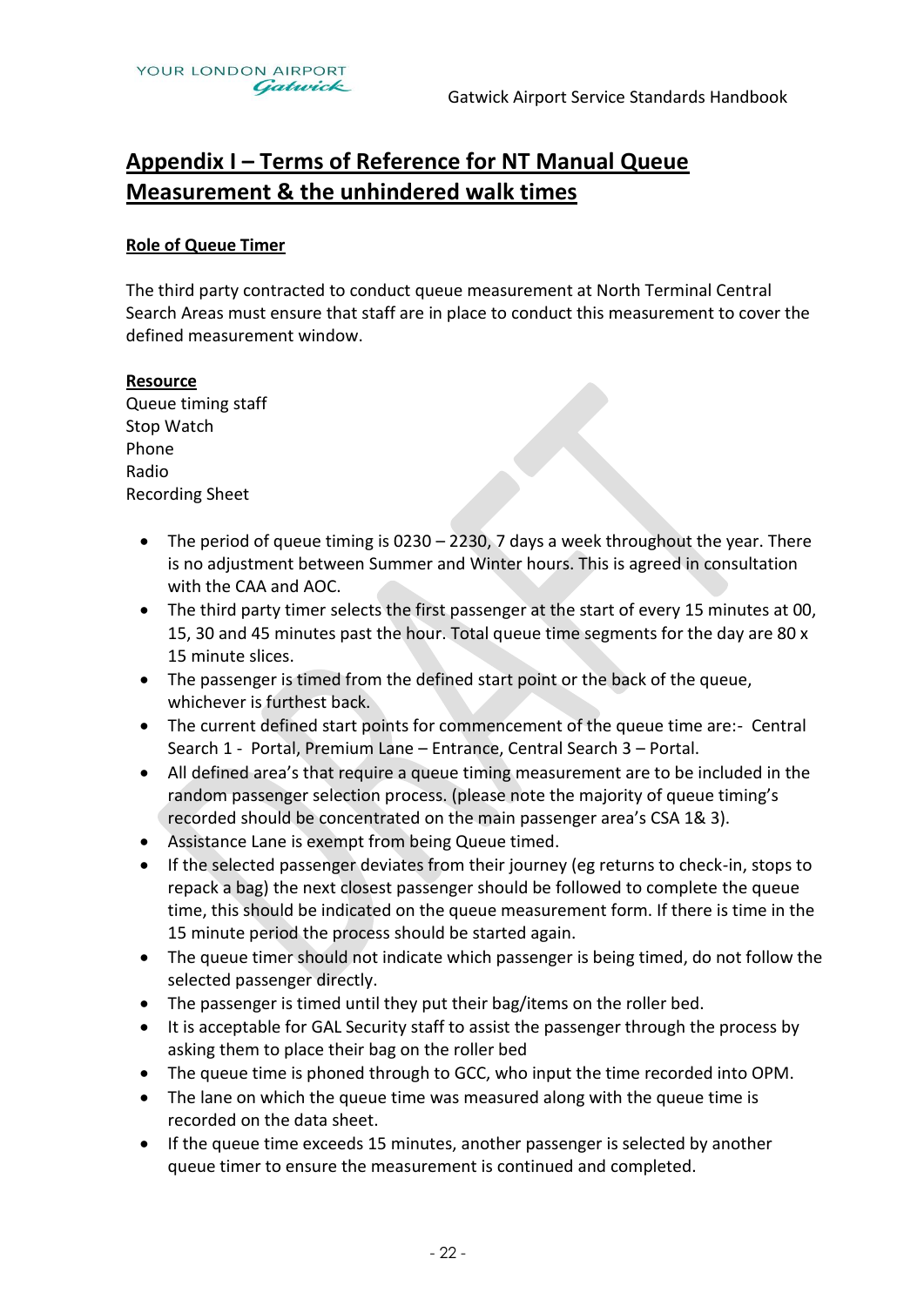## Appendix I – Terms of Reference for NT Manual Queue Measurement & the unhindered walk times

**Role of Queue Timer**

The third party contracted to conduct queue measurement at North Terminal Central Search Areas must ensure that staff are in place to conduct this measurement to cover the defined measurement window.

**Resource**

Queue timing staff
Stop Watch
Phone
Radio
Recording Sheet

- The period of queue timing is 0230 – 2230, 7 days a week throughout the year. There is no adjustment between Summer and Winter hours. This is agreed in consultation with the CAA and AOC.
- The third party timer selects the first passenger at the start of every 15 minutes at 00, 15, 30 and 45 minutes past the hour. Total queue time segments for the day are 80 x 15 minute slices.
- The passenger is timed from the defined start point or the back of the queue, whichever is furthest back.
- The current defined start points for commencement of the queue time are:- Central Search 1 - Portal, Premium Lane – Entrance, Central Search 3 – Portal.
- All defined area's that require a queue timing measurement are to be included in the random passenger selection process. (please note the majority of queue timing's recorded should be concentrated on the main passenger area's CSA 1& 3).
- Assistance Lane is exempt from being Queue timed.
- If the selected passenger deviates from their journey (eg returns to check-in, stops to repack a bag) the next closest passenger should be followed to complete the queue time, this should be indicated on the queue measurement form. If there is time in the 15 minute period the process should be started again.
- The queue timer should not indicate which passenger is being timed, do not follow the selected passenger directly.
- The passenger is timed until they put their bag/items on the roller bed.
- It is acceptable for GAL Security staff to assist the passenger through the process by asking them to place their bag on the roller bed
- The queue time is phoned through to GCC, who input the time recorded into OPM.
- The lane on which the queue time was measured along with the queue time is recorded on the data sheet.
- If the queue time exceeds 15 minutes, another passenger is selected by another queue timer to ensure the measurement is continued and completed.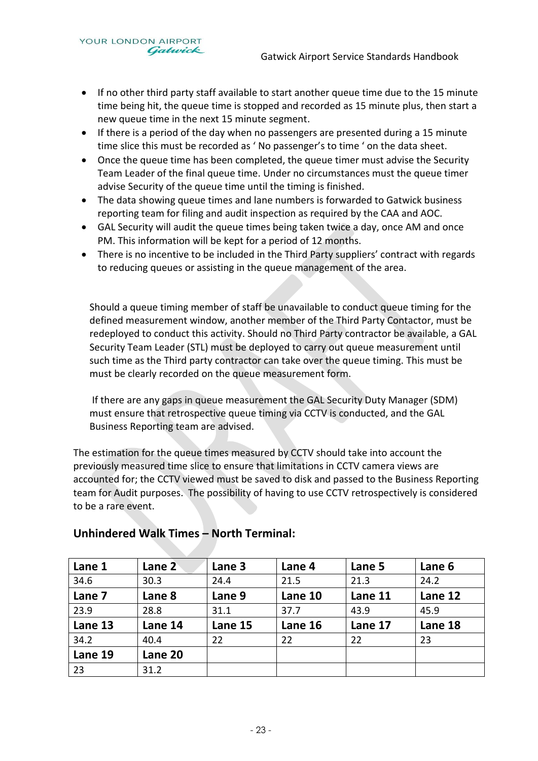- If no other third party staff available to start another queue time due to the 15 minute time being hit, the queue time is stopped and recorded as 15 minute plus, then start a new queue time in the next 15 minute segment.
- If there is a period of the day when no passengers are presented during a 15 minute time slice this must be recorded as ' No passenger's to time ' on the data sheet.
- Once the queue time has been completed, the queue timer must advise the Security Team Leader of the final queue time. Under no circumstances must the queue timer advise Security of the queue time until the timing is finished.
- The data showing queue times and lane numbers is forwarded to Gatwick business reporting team for filing and audit inspection as required by the CAA and AOC.
- GAL Security will audit the queue times being taken twice a day, once AM and once PM. This information will be kept for a period of 12 months.
- There is no incentive to be included in the Third Party suppliers' contract with regards to reducing queues or assisting in the queue management of the area.

Should a queue timing member of staff be unavailable to conduct queue timing for the defined measurement window, another member of the Third Party Contactor, must be redeployed to conduct this activity. Should no Third Party contractor be available, a GAL Security Team Leader (STL) must be deployed to carry out queue measurement until such time as the Third party contractor can take over the queue timing. This must be must be clearly recorded on the queue measurement form.

If there are any gaps in queue measurement the GAL Security Duty Manager (SDM) must ensure that retrospective queue timing via CCTV is conducted, and the GAL Business Reporting team are advised.

The estimation for the queue times measured by CCTV should take into account the previously measured time slice to ensure that limitations in CCTV camera views are accounted for; the CCTV viewed must be saved to disk and passed to the Business Reporting team for Audit purposes. The possibility of having to use CCTV retrospectively is considered to be a rare event.

## Unhindered Walk Times – North Terminal:

| **Lane 1** | **Lane 2** | **Lane 3** | **Lane 4** | **Lane 5** | **Lane 6** |
|---|---|---|---|---|---|
| 34.6 | 30.3 | 24.4 | 21.5 | 21.3 | 24.2 |
| **Lane 7** | **Lane 8** | **Lane 9** | **Lane 10** | **Lane 11** | **Lane 12** |
| 23.9 | 28.8 | 31.1 | 37.7 | 43.9 | 45.9 |
| **Lane 13** | **Lane 14** | **Lane 15** | **Lane 16** | **Lane 17** | **Lane 18** |
| 34.2 | 40.4 | 22 | 22 | 22 | 23 |
| **Lane 19** | **Lane 20** | | | | |
| 23 | 31.2 | | | | |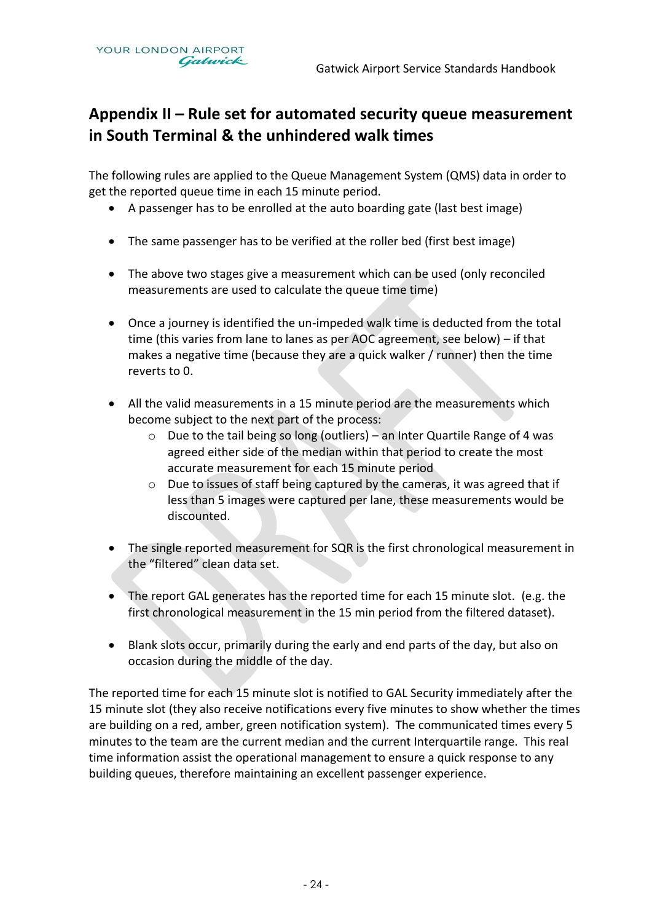## Appendix II – Rule set for automated security queue measurement in South Terminal & the unhindered walk times

The following rules are applied to the Queue Management System (QMS) data in order to get the reported queue time in each 15 minute period.

- A passenger has to be enrolled at the auto boarding gate (last best image)
- The same passenger has to be verified at the roller bed (first best image)
- The above two stages give a measurement which can be used (only reconciled measurements are used to calculate the queue time time)
- Once a journey is identified the un-impeded walk time is deducted from the total time (this varies from lane to lanes as per AOC agreement, see below) – if that makes a negative time (because they are a quick walker / runner) then the time reverts to 0.
- All the valid measurements in a 15 minute period are the measurements which become subject to the next part of the process:
    - Due to the tail being so long (outliers) – an Inter Quartile Range of 4 was agreed either side of the median within that period to create the most accurate measurement for each 15 minute period
    - Due to issues of staff being captured by the cameras, it was agreed that if less than 5 images were captured per lane, these measurements would be discounted.
- The single reported measurement for SQR is the first chronological measurement in the "filtered" clean data set.
- The report GAL generates has the reported time for each 15 minute slot. (e.g. the first chronological measurement in the 15 min period from the filtered dataset).
- Blank slots occur, primarily during the early and end parts of the day, but also on occasion during the middle of the day.

The reported time for each 15 minute slot is notified to GAL Security immediately after the 15 minute slot (they also receive notifications every five minutes to show whether the times are building on a red, amber, green notification system). The communicated times every 5 minutes to the team are the current median and the current Interquartile range. This real time information assist the operational management to ensure a quick response to any building queues, therefore maintaining an excellent passenger experience.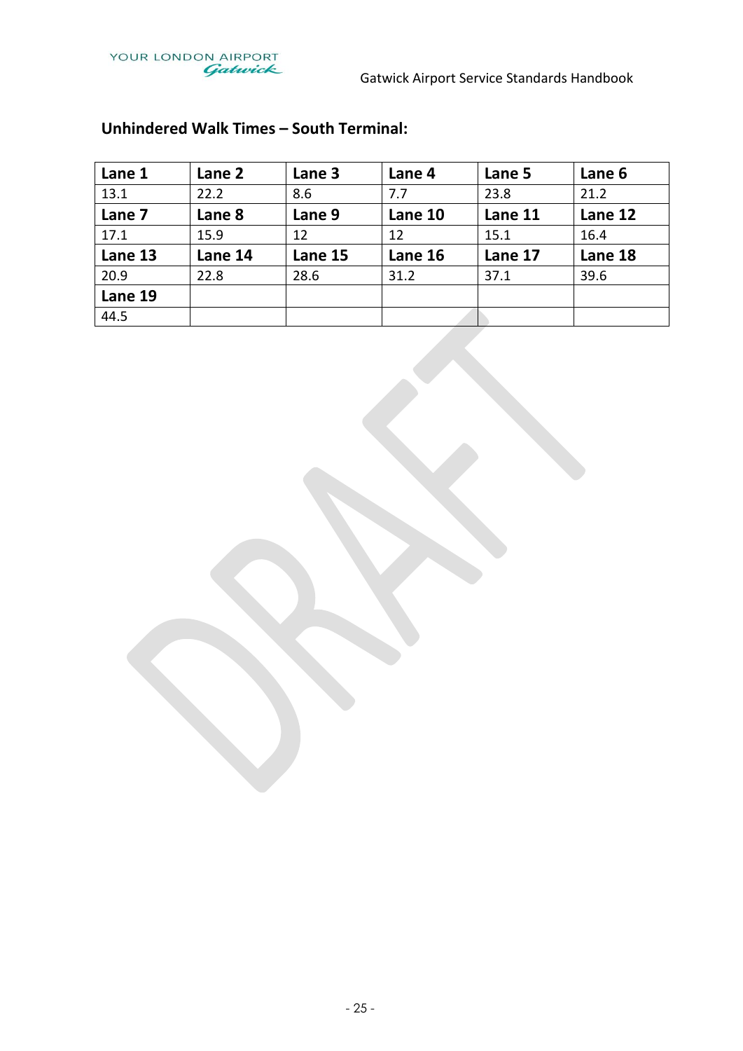## Unhindered Walk Times – South Terminal:

| Lane 1 | Lane 2 | Lane 3 | Lane 4 | Lane 5 | Lane 6 |
|---|---|---|---|---|---|
| 13.1 | 22.2 | 8.6 | 7.7 | 23.8 | 21.2 |
| **Lane 7** | **Lane 8** | **Lane 9** | **Lane 10** | **Lane 11** | **Lane 12** |
| 17.1 | 15.9 | 12 | 12 | 15.1 | 16.4 |
| **Lane 13** | **Lane 14** | **Lane 15** | **Lane 16** | **Lane 17** | **Lane 18** |
| 20.9 | 22.8 | 28.6 | 31.2 | 37.1 | 39.6 |
| **Lane 19** | | | | | |
| 44.5 | | | | | |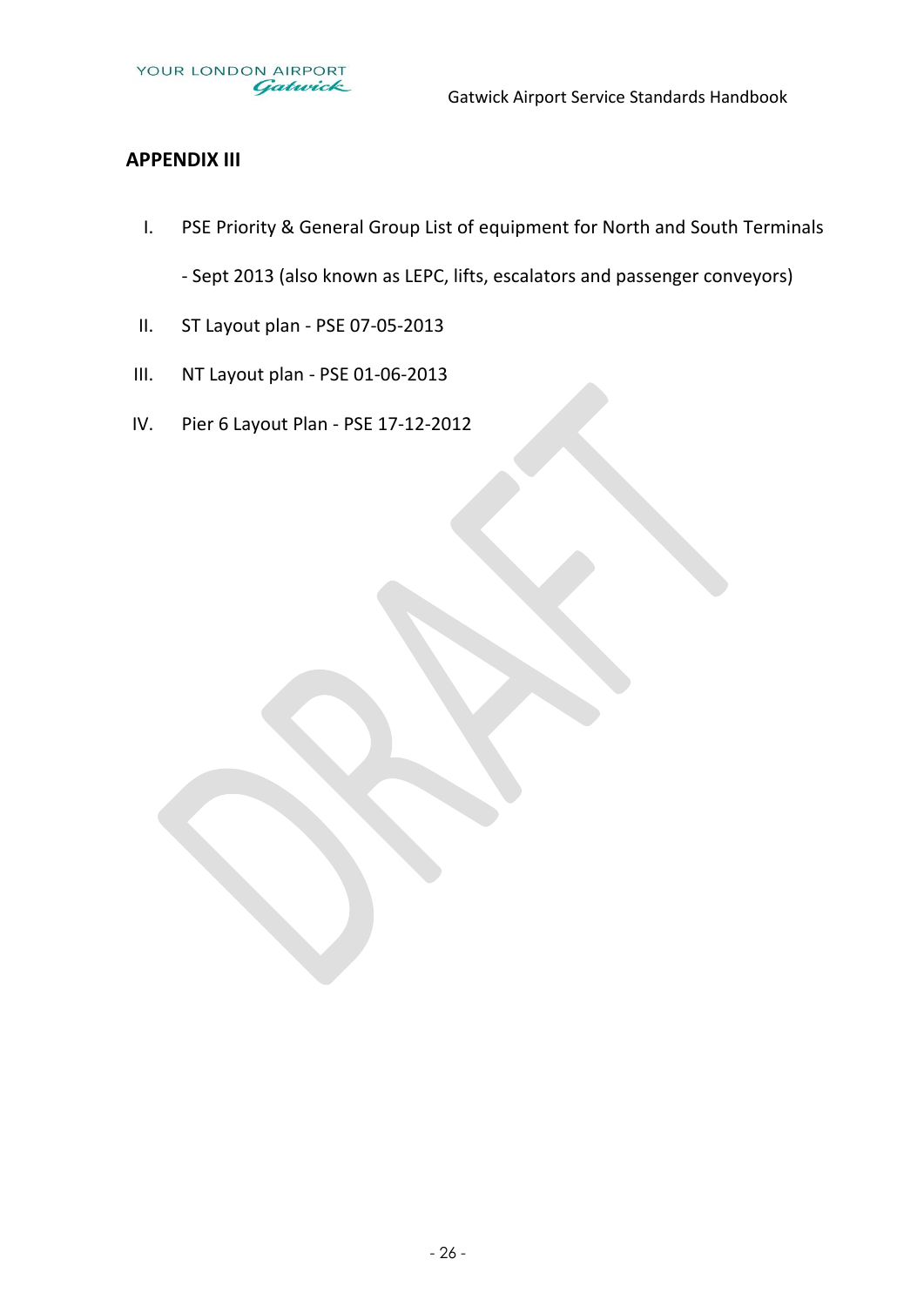## APPENDIX III

I. PSE Priority & General Group List of equipment for North and South Terminals - Sept 2013 (also known as LEPC, lifts, escalators and passenger conveyors)

II. ST Layout plan - PSE 07-05-2013

III. NT Layout plan - PSE 01-06-2013

IV. Pier 6 Layout Plan - PSE 17-12-2012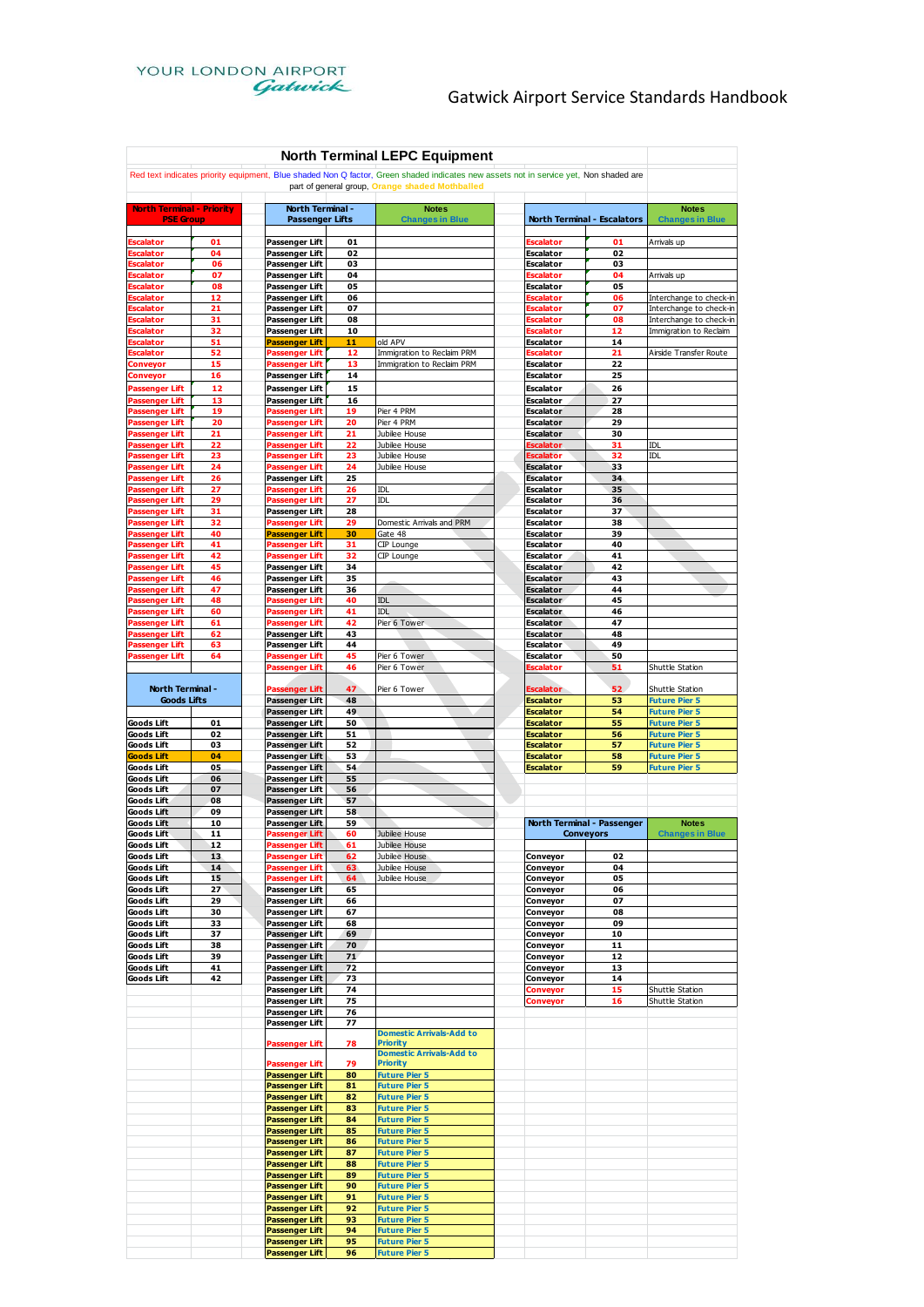# North Terminal LEPC Equipment

Red text indicates priority equipment, Blue shaded Non Q factor, Green shaded indicates new assets not in service yet, Non shaded are part of general group, Orange shaded Mothballed

## North Terminal - Priority PSE Group

| Equipment | No. |
|---|---|
| Escalator | 01 |
| Escalator | 04 |
| Escalator | 06 |
| Escalator | 07 |
| Escalator | 08 |
| Escalator | 12 |
| Escalator | 21 |
| Escalator | 31 |
| Escalator | 32 |
| Escalator | 51 |
| Escalator | 52 |
| Conveyor | 15 |
| Conveyor | 16 |
| Passenger Lift | 12 |
| Passenger Lift | 13 |
| Passenger Lift | 19 |
| Passenger Lift | 20 |
| Passenger Lift | 21 |
| Passenger Lift | 22 |
| Passenger Lift | 23 |
| Passenger Lift | 24 |
| Passenger Lift | 26 |
| Passenger Lift | 27 |
| Passenger Lift | 29 |
| Passenger Lift | 31 |
| Passenger Lift | 32 |
| Passenger Lift | 40 |
| Passenger Lift | 41 |
| Passenger Lift | 42 |
| Passenger Lift | 45 |
| Passenger Lift | 46 |
| Passenger Lift | 47 |
| Passenger Lift | 48 |
| Passenger Lift | 60 |
| Passenger Lift | 61 |
| Passenger Lift | 62 |
| Passenger Lift | 63 |
| Passenger Lift | 64 |

## North Terminal - Goods Lifts

| Equipment | No. |
|---|---|
| Goods Lift | 01 |
| Goods Lift | 02 |
| Goods Lift | 03 |
| Goods Lift | 04 |
| Goods Lift | 05 |
| Goods Lift | 06 |
| Goods Lift | 07 |
| Goods Lift | 08 |
| Goods Lift | 09 |
| Goods Lift | 10 |
| Goods Lift | 11 |
| Goods Lift | 12 |
| Goods Lift | 13 |
| Goods Lift | 14 |
| Goods Lift | 15 |
| Goods Lift | 27 |
| Goods Lift | 29 |
| Goods Lift | 30 |
| Goods Lift | 33 |
| Goods Lift | 37 |
| Goods Lift | 38 |
| Goods Lift | 39 |
| Goods Lift | 41 |
| Goods Lift | 42 |

## North Terminal - Passenger Lifts

| North Terminal - Passenger Lifts | No. | Notes (Changes in Blue) |
|---|---|---|
| Passenger Lift | 01 | |
| Passenger Lift | 02 | |
| Passenger Lift | 03 | |
| Passenger Lift | 04 | |
| Passenger Lift | 05 | |
| Passenger Lift | 06 | |
| Passenger Lift | 07 | |
| Passenger Lift | 08 | |
| Passenger Lift | 10 | |
| Passenger Lift | 11 | old APV |
| Passenger Lift | 12 | Immigration to Reclaim PRM |
| Passenger Lift | 13 | Immigration to Reclaim PRM |
| Passenger Lift | 14 | |
| Passenger Lift | 15 | |
| Passenger Lift | 16 | |
| Passenger Lift | 19 | Pier 4 PRM |
| Passenger Lift | 20 | Pier 4 PRM |
| Passenger Lift | 21 | Jubilee House |
| Passenger Lift | 22 | Jubilee House |
| Passenger Lift | 23 | Jubilee House |
| Passenger Lift | 24 | Jubilee House |
| Passenger Lift | 25 | |
| Passenger Lift | 26 | IDL |
| Passenger Lift | 27 | IDL |
| Passenger Lift | 28 | |
| Passenger Lift | 29 | Domestic Arrivals and PRM |
| Passenger Lift | 30 | Gate 48 |
| Passenger Lift | 31 | CIP Lounge |
| Passenger Lift | 32 | CIP Lounge |
| Passenger Lift | 34 | |
| Passenger Lift | 35 | |
| Passenger Lift | 36 | |
| Passenger Lift | 40 | IDL |
| Passenger Lift | 41 | IDL |
| Passenger Lift | 42 | Pier 6 Tower |
| Passenger Lift | 43 | |
| Passenger Lift | 44 | |
| Passenger Lift | 45 | Pier 6 Tower |
| Passenger Lift | 46 | Pier 6 Tower |
| Passenger Lift | 47 | Pier 6 Tower |
| Passenger Lift | 48 | |
| Passenger Lift | 49 | |
| Passenger Lift | 50 | |
| Passenger Lift | 51 | |
| Passenger Lift | 52 | |
| Passenger Lift | 53 | |
| Passenger Lift | 54 | |
| Passenger Lift | 55 | |
| Passenger Lift | 56 | |
| Passenger Lift | 57 | |
| Passenger Lift | 58 | |
| Passenger Lift | 59 | |
| Passenger Lift | 60 | Jubilee House |
| Passenger Lift | 61 | Jubilee House |
| Passenger Lift | 62 | Jubilee House |
| Passenger Lift | 63 | Jubilee House |
| Passenger Lift | 64 | Jubilee House |
| Passenger Lift | 65 | |
| Passenger Lift | 66 | |
| Passenger Lift | 67 | |
| Passenger Lift | 68 | |
| Passenger Lift | 69 | |
| Passenger Lift | 70 | |
| Passenger Lift | 71 | |
| Passenger Lift | 72 | |
| Passenger Lift | 73 | |
| Passenger Lift | 74 | |
| Passenger Lift | 75 | |
| Passenger Lift | 76 | |
| Passenger Lift | 77 | |
| Passenger Lift | 78 | Domestic Arrivals-Add to Priority |
| Passenger Lift | 79 | Domestic Arrivals-Add to Priority |
| Passenger Lift | 80 | Future Pier 5 |
| Passenger Lift | 81 | Future Pier 5 |
| Passenger Lift | 82 | Future Pier 5 |
| Passenger Lift | 83 | Future Pier 5 |
| Passenger Lift | 84 | Future Pier 5 |
| Passenger Lift | 85 | Future Pier 5 |
| Passenger Lift | 86 | Future Pier 5 |
| Passenger Lift | 87 | Future Pier 5 |
| Passenger Lift | 88 | Future Pier 5 |
| Passenger Lift | 89 | Future Pier 5 |
| Passenger Lift | 90 | Future Pier 5 |
| Passenger Lift | 91 | Future Pier 5 |
| Passenger Lift | 92 | Future Pier 5 |
| Passenger Lift | 93 | Future Pier 5 |
| Passenger Lift | 94 | Future Pier 5 |
| Passenger Lift | 95 | Future Pier 5 |
| Passenger Lift | 96 | Future Pier 5 |

## North Terminal - Escalators

| North Terminal - Escalators | No. | Notes (Changes in Blue) |
|---|---|---|
| Escalator | 01 | Arrivals up |
| Escalator | 02 | |
| Escalator | 03 | |
| Escalator | 04 | Arrivals up |
| Escalator | 05 | |
| Escalator | 06 | Interchange to check-in |
| Escalator | 07 | Interchange to check-in |
| Escalator | 08 | Interchange to check-in |
| Escalator | 12 | Immigration to Reclaim |
| Escalator | 14 | |
| Escalator | 21 | Airside Transfer Route |
| Escalator | 22 | |
| Escalator | 25 | |
| Escalator | 26 | |
| Escalator | 27 | |
| Escalator | 28 | |
| Escalator | 29 | |
| Escalator | 30 | |
| Escalator | 31 | IDL |
| Escalator | 32 | IDL |
| Escalator | 33 | |
| Escalator | 34 | |
| Escalator | 35 | |
| Escalator | 36 | |
| Escalator | 37 | |
| Escalator | 38 | |
| Escalator | 39 | |
| Escalator | 40 | |
| Escalator | 41 | |
| Escalator | 42 | |
| Escalator | 43 | |
| Escalator | 44 | |
| Escalator | 45 | |
| Escalator | 46 | |
| Escalator | 47 | |
| Escalator | 48 | |
| Escalator | 49 | |
| Escalator | 50 | |
| Escalator | 51 | Shuttle Station |
| Escalator | 52 | Shuttle Station |
| Escalator | 53 | Future Pier 5 |
| Escalator | 54 | Future Pier 5 |
| Escalator | 55 | Future Pier 5 |
| Escalator | 56 | Future Pier 5 |
| Escalator | 57 | Future Pier 5 |
| Escalator | 58 | Future Pier 5 |
| Escalator | 59 | Future Pier 5 |

## North Terminal - Passenger Conveyors

| North Terminal - Passenger Conveyors | No. | Notes (Changes in Blue) |
|---|---|---|
| Conveyor | 02 | |
| Conveyor | 04 | |
| Conveyor | 05 | |
| Conveyor | 06 | |
| Conveyor | 07 | |
| Conveyor | 08 | |
| Conveyor | 09 | |
| Conveyor | 10 | |
| Conveyor | 11 | |
| Conveyor | 12 | |
| Conveyor | 13 | |
| Conveyor | 14 | |
| Conveyor | 15 | Shuttle Station |
| Conveyor | 16 | Shuttle Station |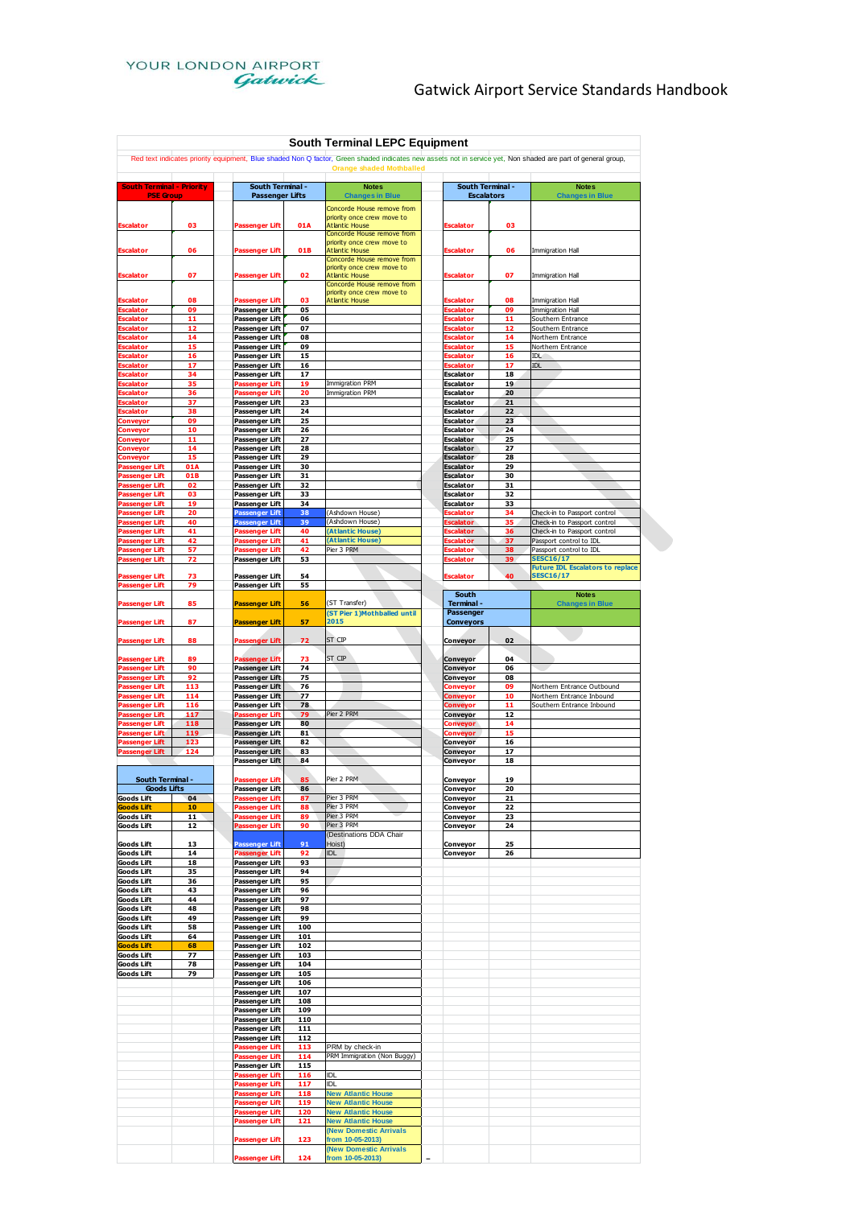# South Terminal LEPC Equipment

Red text indicates priority equipment, Blue shaded Non Q factor, Green shaded indicates new assets not in service yet, Non shaded are part of general group, Orange shaded Mothballed

| South Terminal - Priority PSE Group | |
|---|---|
| Escalator | 03 |
| Escalator | 06 |
| Escalator | 07 |
| Escalator | 08 |
| Escalator | 09 |
| Escalator | 11 |
| Escalator | 12 |
| Escalator | 14 |
| Escalator | 15 |
| Escalator | 16 |
| Escalator | 17 |
| Escalator | 34 |
| Escalator | 35 |
| Escalator | 36 |
| Escalator | 37 |
| Escalator | 38 |
| Conveyor | 09 |
| Conveyor | 10 |
| Conveyor | 11 |
| Conveyor | 14 |
| Conveyor | 15 |
| Passenger Lift | 01A |
| Passenger Lift | 01B |
| Passenger Lift | 02 |
| Passenger Lift | 03 |
| Passenger Lift | 19 |
| Passenger Lift | 20 |
| Passenger Lift | 40 |
| Passenger Lift | 41 |
| Passenger Lift | 42 |
| Passenger Lift | 57 |
| Passenger Lift | 72 |
| Passenger Lift | 73 |
| Passenger Lift | 79 |
| Passenger Lift | 85 |
| Passenger Lift | 87 |
| Passenger Lift | 88 |
| Passenger Lift | 89 |
| Passenger Lift | 90 |
| Passenger Lift | 92 |
| Passenger Lift | 113 |
| Passenger Lift | 114 |
| Passenger Lift | 116 |
| Passenger Lift | 117 |
| Passenger Lift | 118 |
| Passenger Lift | 119 |
| Passenger Lift | 123 |
| Passenger Lift | 124 |

| South Terminal - Goods Lifts | |
|---|---|
| Goods Lift | 04 |
| Goods Lift | 10 |
| Goods Lift | 11 |
| Goods Lift | 12 |
| Goods Lift | 13 |
| Goods Lift | 14 |
| Goods Lift | 18 |
| Goods Lift | 35 |
| Goods Lift | 36 |
| Goods Lift | 43 |
| Goods Lift | 44 |
| Goods Lift | 48 |
| Goods Lift | 49 |
| Goods Lift | 58 |
| Goods Lift | 64 |
| Goods Lift | 68 |
| Goods Lift | 77 |
| Goods Lift | 78 |
| Goods Lift | 79 |

| South Terminal - Passenger Lifts | | Notes Changes in Blue |
|---|---|---|
| Passenger Lift | 01A | Concorde House remove from priority once crew move to Atlantic House |
| Passenger Lift | 01B | Concorde House remove from priority once crew move to Atlantic House |
| Passenger Lift | 02 | Concorde House remove from priority once crew move to Atlantic House |
| Passenger Lift | 03 | Concorde House remove from priority once crew move to Atlantic House |
| Passenger Lift | 05 | |
| Passenger Lift | 06 | |
| Passenger Lift | 07 | |
| Passenger Lift | 08 | |
| Passenger Lift | 09 | |
| Passenger Lift | 15 | |
| Passenger Lift | 16 | |
| Passenger Lift | 17 | |
| Passenger Lift | 19 | Immigration PRM |
| Passenger Lift | 20 | Immigration PRM |
| Passenger Lift | 23 | |
| Passenger Lift | 24 | |
| Passenger Lift | 25 | |
| Passenger Lift | 26 | |
| Passenger Lift | 27 | |
| Passenger Lift | 28 | |
| Passenger Lift | 29 | |
| Passenger Lift | 30 | |
| Passenger Lift | 31 | |
| Passenger Lift | 32 | |
| Passenger Lift | 33 | |
| Passenger Lift | 34 | |
| Passenger Lift | 38 | (Ashdown House) |
| Passenger Lift | 39 | (Ashdown House) |
| Passenger Lift | 40 | (Atlantic House) |
| Passenger Lift | 41 | (Atlantic House) |
| Passenger Lift | 42 | Pier 3 PRM |
| Passenger Lift | 53 | |
| Passenger Lift | 54 | |
| Passenger Lift | 55 | |
| Passenger Lift | 56 | (ST Transfer) |
| Passenger Lift | 57 | (ST Pier 1)Mothballed until 2015 |
| Passenger Lift | 72 | ST CIP |
| Passenger Lift | 73 | ST CIP |
| Passenger Lift | 74 | |
| Passenger Lift | 75 | |
| Passenger Lift | 76 | |
| Passenger Lift | 77 | |
| Passenger Lift | 78 | |
| Passenger Lift | 79 | Pier 2 PRM |
| Passenger Lift | 80 | |
| Passenger Lift | 81 | |
| Passenger Lift | 82 | |
| Passenger Lift | 83 | |
| Passenger Lift | 84 | |
| Passenger Lift | 85 | Pier 2 PRM |
| Passenger Lift | 86 | |
| Passenger Lift | 87 | Pier 3 PRM |
| Passenger Lift | 88 | Pier 3 PRM |
| Passenger Lift | 89 | Pier 3 PRM |
| Passenger Lift | 90 | Pier 3 PRM |
| Passenger Lift | 91 | (Destinations DDA Chair Hoist) |
| Passenger Lift | 92 | IDL |
| Passenger Lift | 93 | |
| Passenger Lift | 94 | |
| Passenger Lift | 95 | |
| Passenger Lift | 96 | |
| Passenger Lift | 97 | |
| Passenger Lift | 98 | |
| Passenger Lift | 99 | |
| Passenger Lift | 100 | |
| Passenger Lift | 101 | |
| Passenger Lift | 102 | |
| Passenger Lift | 103 | |
| Passenger Lift | 104 | |
| Passenger Lift | 105 | |
| Passenger Lift | 106 | |
| Passenger Lift | 107 | |
| Passenger Lift | 108 | |
| Passenger Lift | 109 | |
| Passenger Lift | 110 | |
| Passenger Lift | 111 | |
| Passenger Lift | 112 | |
| Passenger Lift | 113 | PRM by check-in |
| Passenger Lift | 114 | PRM Immigration (Non Buggy) |
| Passenger Lift | 115 | |
| Passenger Lift | 116 | IDL |
| Passenger Lift | 117 | IDL |
| Passenger Lift | 118 | New Atlantic House |
| Passenger Lift | 119 | New Atlantic House |
| Passenger Lift | 120 | New Atlantic House |
| Passenger Lift | 121 | New Atlantic House |
| Passenger Lift | 123 | (New Domestic Arrivals from 10-05-2013) |
| Passenger Lift | 124 | (New Domestic Arrivals from 10-05-2013) |

| South Terminal - Escalators | | Notes Changes in Blue |
|---|---|---|
| Escalator | 03 | |
| Escalator | 06 | Immigration Hall |
| Escalator | 07 | Immigration Hall |
| Escalator | 08 | Immigration Hall |
| Escalator | 09 | Immigration Hall |
| Escalator | 11 | Southern Entrance |
| Escalator | 12 | Southern Entrance |
| Escalator | 14 | Northern Entrance |
| Escalator | 15 | Northern Entrance |
| Escalator | 16 | IDL |
| Escalator | 17 | IDL |
| Escalator | 18 | |
| Escalator | 19 | |
| Escalator | 20 | |
| Escalator | 21 | |
| Escalator | 22 | |
| Escalator | 23 | |
| Escalator | 24 | |
| Escalator | 25 | |
| Escalator | 27 | |
| Escalator | 28 | |
| Escalator | 29 | |
| Escalator | 30 | |
| Escalator | 31 | |
| Escalator | 32 | |
| Escalator | 33 | |
| Escalator | 34 | Check-in to Passport control |
| Escalator | 35 | Check-in to Passport control |
| Escalator | 36 | Check-in to Passport control |
| Escalator | 37 | Passport control to IDL |
| Escalator | 38 | Passport control to IDL |
| Escalator | 39 | SESC16/17 |
| Escalator | 40 | Future IDL Escalators to replace SESC16/17 |

| South Terminal - Passenger Conveyors | | Notes Changes in Blue |
|---|---|---|
| Conveyor | 02 | |
| Conveyor | 04 | |
| Conveyor | 06 | |
| Conveyor | 08 | |
| Conveyor | 09 | Northern Entrance Outbound |
| Conveyor | 10 | Northern Entrance Inbound |
| Conveyor | 11 | Southern Entrance Inbound |
| Conveyor | 12 | |
| Conveyor | 14 | |
| Conveyor | 15 | |
| Conveyor | 16 | |
| Conveyor | 17 | |
| Conveyor | 18 | |
| Conveyor | 19 | |
| Conveyor | 20 | |
| Conveyor | 21 | |
| Conveyor | 22 | |
| Conveyor | 23 | |
| Conveyor | 24 | |
| Conveyor | 25 | |
| Conveyor | 26 | |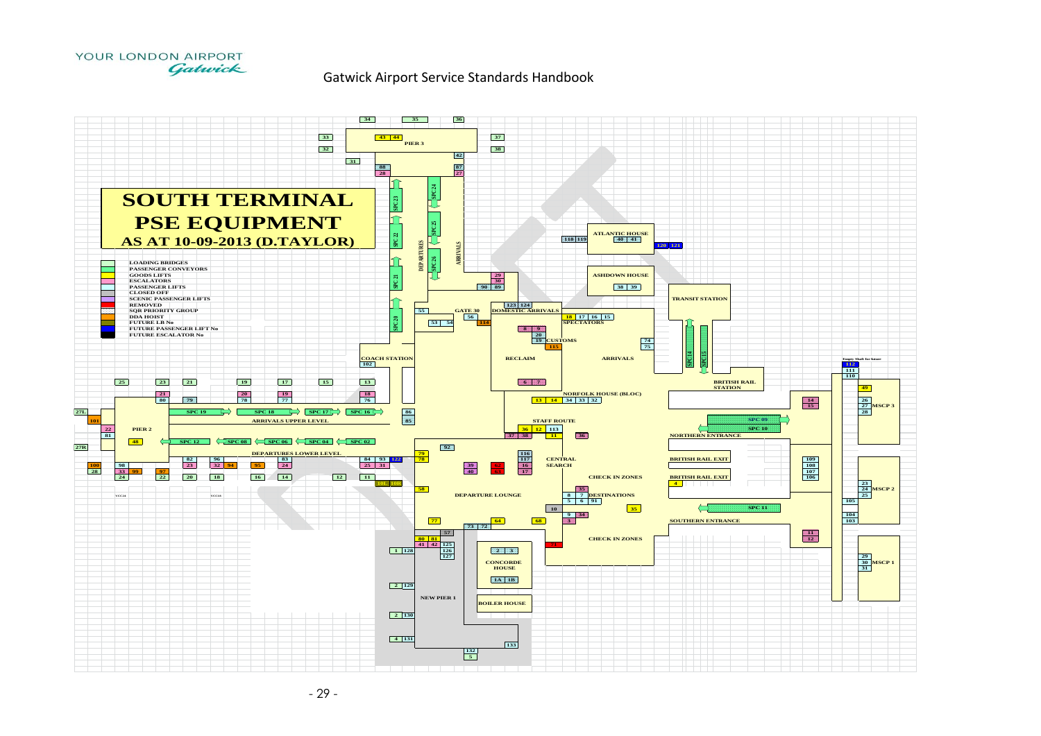# SOUTH TERMINAL PSE EQUIPMENT AS AT 10-09-2013 (D.TAYLOR)

- LOADING BRIDGES
- PASSENGER CONVEYORS
- GOODS LIFTS
- ESCALATORS
- PASSENGER LIFTS
- CLOSED OFF
- SCENIC PASSENGER LIFTS
- REMOVED
- SQR PRIORITY GROUP
- DDA HOIST
- FUTURE LB No
- FUTURE PASSENGER LIFT No
- FUTURE ESCALATOR No

PIER 3

PIER 2

ATLANTIC HOUSE

ASHDOWN HOUSE

TRANSIT STATION

GATE 30

DOMESTIC ARRIVALS

SPECTATORS

CUSTOMS

RECLAIM

ARRIVALS

COACH STATION

BRITISH RAIL STATION

NORFOLK HOUSE (BLOC)

STAFF ROUTE

NORTHERN ENTRANCE

ARRIVALS UPPER LEVEL

DEPARTURES LOWER LEVEL

CENTRAL SEARCH

BRITISH RAIL EXIT

CHECK IN ZONES

DEPARTURE LOUNGE

DESTINATIONS

SOUTHERN ENTRANCE

CONCORDE HOUSE

NEW PIER 1

BOILER HOUSE

MSCP 3

MSCP 2

MSCP 1

Empty Shaft for future

DEPARTURES

ARRIVALS

SPC 02, SPC 04, SPC 06, SPC 08, SPC 09, SPC 10, SPC 11, SPC 12, SPC 14, SPC 15, SPC 16, SPC 17, SPC 18, SPC 19, SPC 20, SPC 21, SPC 22, SPC 23, SPC 24, SPC 25, SPC 26

27L, 27R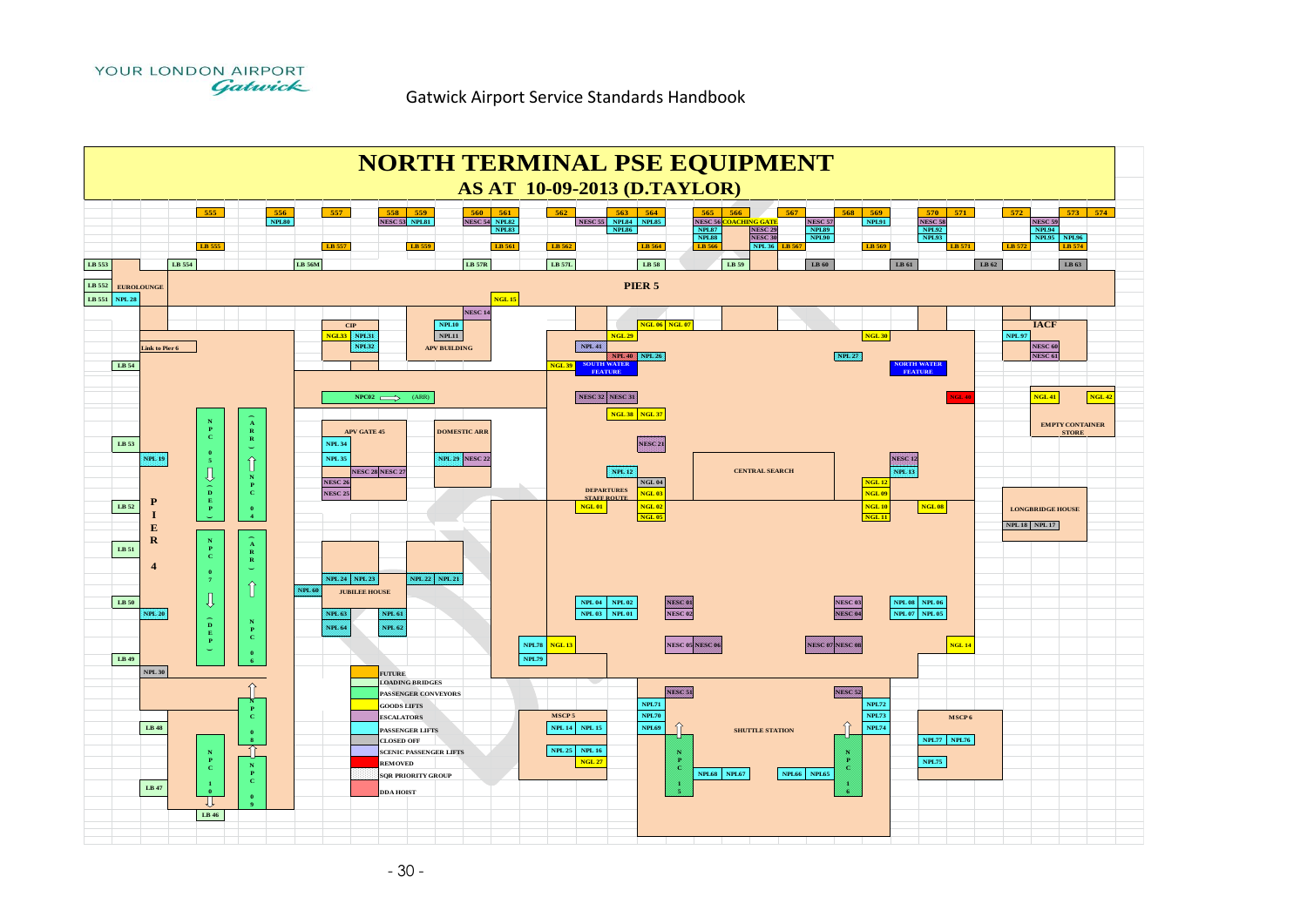# NORTH TERMINAL PSE EQUIPMENT

## AS AT 10-09-2013 (D.TAYLOR)

555, 556, NPL80, 557, 558, 559, NESC 53, NPL81, 560, 561, NESC 54, NPL82, NPL83, 562, NESC 55, 563, 564, NPL84, NPL85, NPL86, 565, 566, NESC 56, COACHING GATE, NPL87, NPL88, NESC 29, NESC 30, 567, NESC 57, NPL89, NPL90, 568, 569, NPL91, 570, 571, NESC 58, NPL92, NPL93, 572, 573, 574, NESC 59, NPL94, NPL95, NPL96

LB 555, LB 557, LB 559, LB 561, LB 562, LB 564, LB 566, NPL 36, LB 567, LB 569, LB 571, LB 572, LB 574

LB 553, LB 554, LB 56M, LB 57R, LB 57L, LB 58, LB 59, LB 60, LB 61, LB 62, LB 63

LB 552, EUROLOUNGE, LB 551, NPL 28, NGL 15, PIER 5

NESC 14, CIP, NGL33, NPL31, NPL32, NPL10, NPL11, APV BUILDING, NGL 06, NGL 07, NGL 29, NGL 30, NPL 41, NPL 40, NPL 26, NPL 27, NGL 39, SOUTH WATER FEATURE, NORTH WATER FEATURE, IACF, NPL 97, NESC 60, NESC 61

Link to Pier 6, LB 54

NPC02 ⟶ (ARR), NESC 32, NESC 31, NGL 40, NGL 41, NGL 42, NGL 38, NGL 37

EMPTY CONTAINER STORE

NPC 05 (DEP), (ARR) NPC 04, APV GATE 45, DOMESTIC ARR, NPL 34, NESC 21, LB 53, NPL 19, NPL 35, NPL 29, NESC 22, NESC 12, NPL 13, CENTRAL SEARCH, NESC 28, NESC 27, NPL 12, NESC 26, NESC 25, NGL 04, NGL 12, DEPARTURES STAFF ROUTE, NGL 03, NGL 09, NGL 01, NGL 02, NGL 05, NGL 10, NGL 11, NGL 08

PIER 4, LB 52, LB 51, LONGBRIDGE HOUSE, NPL 18, NPL 17

NPC 07 (DEP), (ARR) NPC 06, NPL 24, NPL 23, NPL 22, NPL 21, NPL 60, JUBILEE HOUSE, LB 50, NPL 20, NPL 63, NPL 61, NPL 64, NPL 62, NPL 04, NPL 02, NPL 03, NPL 01, NESC 01, NESC 02, NESC 03, NESC 04, NPL 08, NPL 06, NPL 07, NPL 05, NPL78, NGL 13, NPL79, NESC 05, NESC 06, NESC 07, NESC 08, NGL 14, LB 49, NPL 30

NPC 08, NPC 10, NPC 09, LB 48, LB 47, LB 46, MSCP 5, NPL 14, NPL 15, NPL 25, NPL 16, NGL 27, NESC 51, NESC 52, NPL71, NPL70, NPL69, NPL72, NPL73, NPL74, SHUTTLE STATION, NPC 15, NPC 16, NPL68, NPL67, NPL66, NPL65, MSCP 6, NPL77, NPL76, NPL75

**Key:**
- FUTURE
- LOADING BRIDGES
- PASSENGER CONVEYORS
- GOODS LIFTS
- ESCALATORS
- PASSENGER LIFTS
- CLOSED OFF
- SCENIC PASSENGER LIFTS
- REMOVED
- SQR PRIORITY GROUP
- DDA HOIST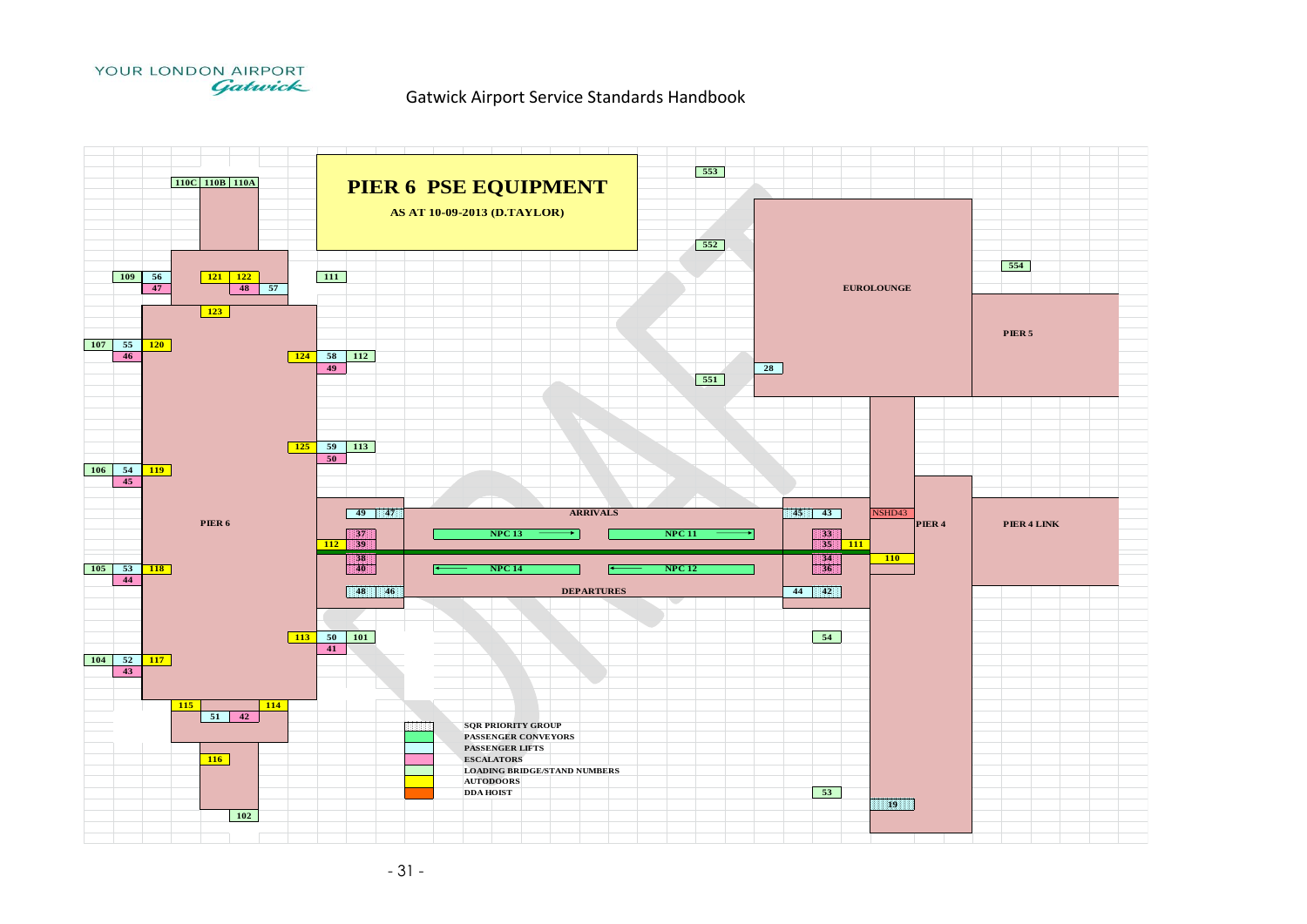# PIER 6 PSE EQUIPMENT

**AS AT 10-09-2013 (D.TAYLOR)**

110C 110B 110A

553

552

554

109 56 121 122 111

47 48 57

EUROLOUNGE

123

107 55 120

PIER 5

46 124 58 112

49

28

551

125 59 113

50

106 54 119

45

49 47 ARRIVALS 45 43 NSHD43

PIER 6

PIER 4

PIER 4 LINK

NPC 13 NPC 11

37 33

112 39 35 111

38 34 110

105 53 118 40 NPC 14 NPC 12 36

44

48 46 DEPARTURES 44 42

113 50 101 54

41

104 52 117

43

115 114

51 42

116

102

53

19

| Key | Description |
|---|---|
| (stippled) | SQR PRIORITY GROUP |
| (green) | PASSENGER CONVEYORS |
| (light blue) | PASSENGER LIFTS |
| (pink) | ESCALATORS |
| (light green) | LOADING BRIDGE/STAND NUMBERS |
| (yellow) | AUTODOORS |
| (orange) | DDA HOIST |

DRAFT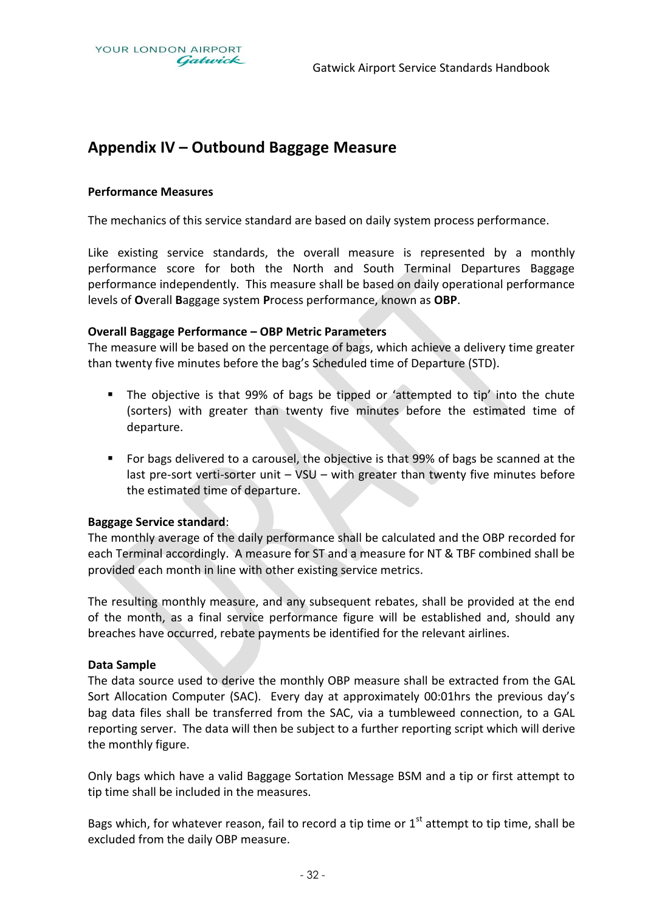# Appendix IV – Outbound Baggage Measure

**Performance Measures**

The mechanics of this service standard are based on daily system process performance.

Like existing service standards, the overall measure is represented by a monthly performance score for both the North and South Terminal Departures Baggage performance independently. This measure shall be based on daily operational performance levels of **O**verall **B**aggage system **P**rocess performance, known as **OBP**.

**Overall Baggage Performance – OBP Metric Parameters**

The measure will be based on the percentage of bags, which achieve a delivery time greater than twenty five minutes before the bag's Scheduled time of Departure (STD).

- The objective is that 99% of bags be tipped or 'attempted to tip' into the chute (sorters) with greater than twenty five minutes before the estimated time of departure.
- For bags delivered to a carousel, the objective is that 99% of bags be scanned at the last pre-sort verti-sorter unit – VSU – with greater than twenty five minutes before the estimated time of departure.

**Baggage Service standard**:

The monthly average of the daily performance shall be calculated and the OBP recorded for each Terminal accordingly. A measure for ST and a measure for NT & TBF combined shall be provided each month in line with other existing service metrics.

The resulting monthly measure, and any subsequent rebates, shall be provided at the end of the month, as a final service performance figure will be established and, should any breaches have occurred, rebate payments be identified for the relevant airlines.

**Data Sample**

The data source used to derive the monthly OBP measure shall be extracted from the GAL Sort Allocation Computer (SAC). Every day at approximately 00:01hrs the previous day's bag data files shall be transferred from the SAC, via a tumbleweed connection, to a GAL reporting server. The data will then be subject to a further reporting script which will derive the monthly figure.

Only bags which have a valid Baggage Sortation Message BSM and a tip or first attempt to tip time shall be included in the measures.

Bags which, for whatever reason, fail to record a tip time or 1st attempt to tip time, shall be excluded from the daily OBP measure.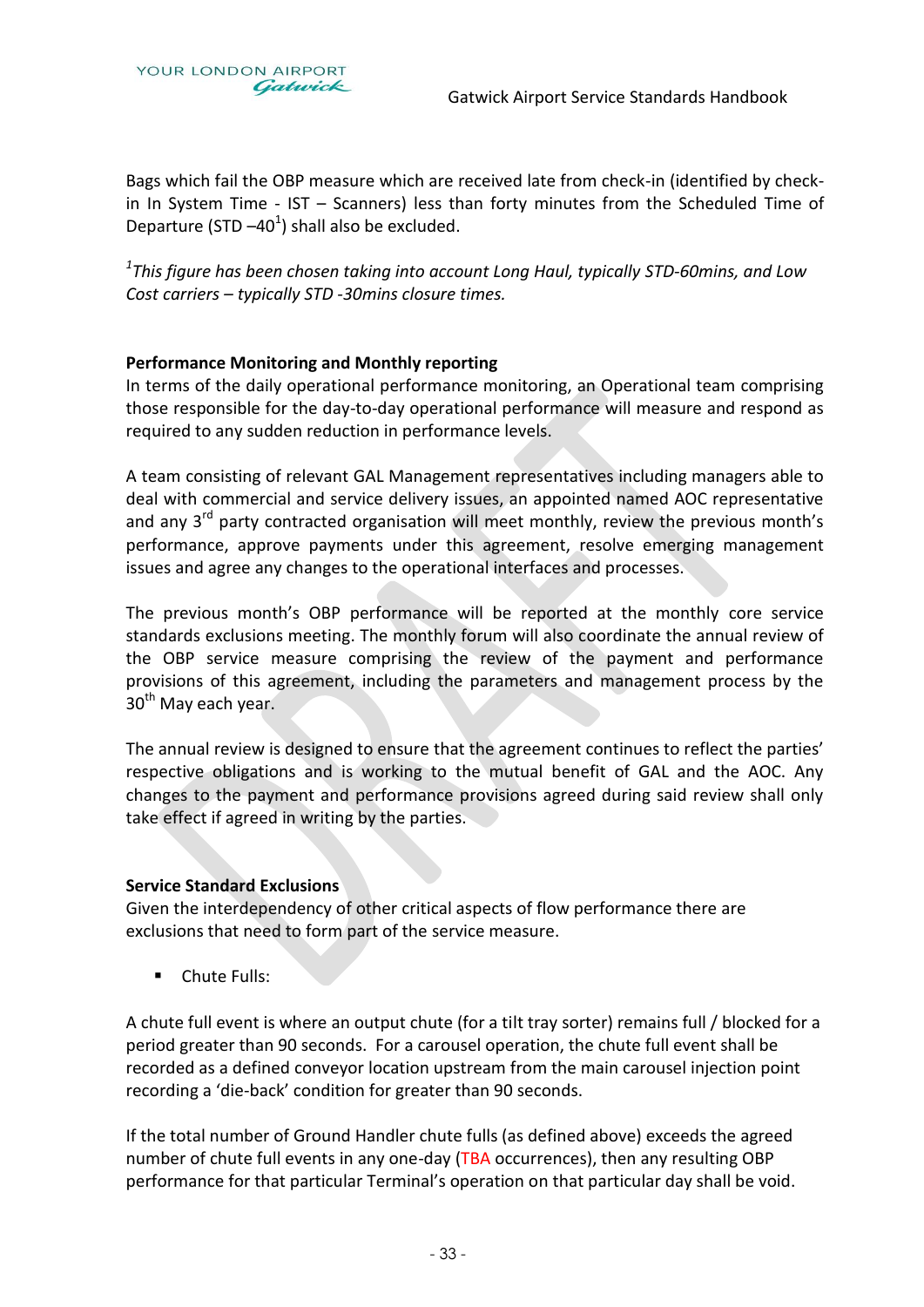Bags which fail the OBP measure which are received late from check-in (identified by check-in In System Time - IST – Scanners) less than forty minutes from the Scheduled Time of Departure (STD –40[1]) shall also be excluded.

*[1]This figure has been chosen taking into account Long Haul, typically STD-60mins, and Low Cost carriers – typically STD -30mins closure times.*

**Performance Monitoring and Monthly reporting**

In terms of the daily operational performance monitoring, an Operational team comprising those responsible for the day-to-day operational performance will measure and respond as required to any sudden reduction in performance levels.

A team consisting of relevant GAL Management representatives including managers able to deal with commercial and service delivery issues, an appointed named AOC representative and any 3rd party contracted organisation will meet monthly, review the previous month's performance, approve payments under this agreement, resolve emerging management issues and agree any changes to the operational interfaces and processes.

The previous month's OBP performance will be reported at the monthly core service standards exclusions meeting. The monthly forum will also coordinate the annual review of the OBP service measure comprising the review of the payment and performance provisions of this agreement, including the parameters and management process by the 30th May each year.

The annual review is designed to ensure that the agreement continues to reflect the parties' respective obligations and is working to the mutual benefit of GAL and the AOC. Any changes to the payment and performance provisions agreed during said review shall only take effect if agreed in writing by the parties.

**Service Standard Exclusions**

Given the interdependency of other critical aspects of flow performance there are exclusions that need to form part of the service measure.

- Chute Fulls:

A chute full event is where an output chute (for a tilt tray sorter) remains full / blocked for a period greater than 90 seconds. For a carousel operation, the chute full event shall be recorded as a defined conveyor location upstream from the main carousel injection point recording a 'die-back' condition for greater than 90 seconds.

If the total number of Ground Handler chute fulls (as defined above) exceeds the agreed number of chute full events in any one-day (TBA occurrences), then any resulting OBP performance for that particular Terminal's operation on that particular day shall be void.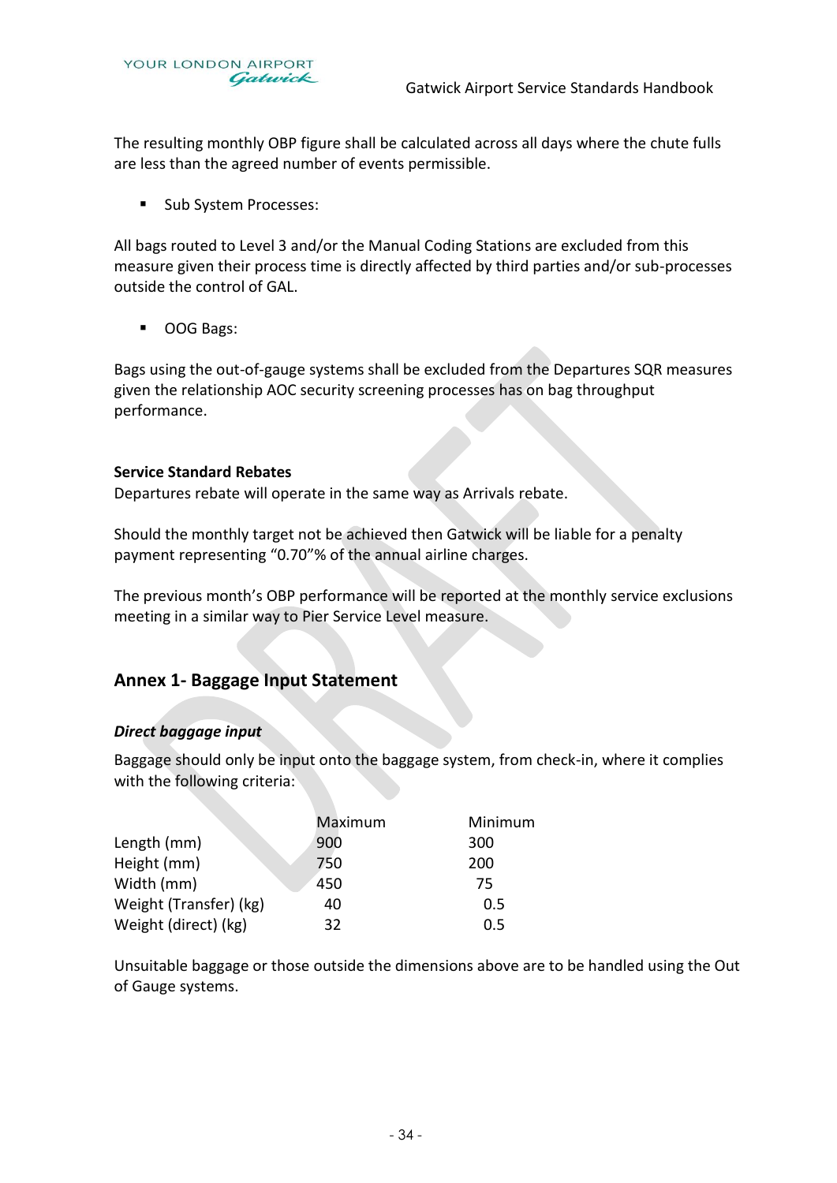The resulting monthly OBP figure shall be calculated across all days where the chute fulls are less than the agreed number of events permissible.

- Sub System Processes:

All bags routed to Level 3 and/or the Manual Coding Stations are excluded from this measure given their process time is directly affected by third parties and/or sub-processes outside the control of GAL.

- OOG Bags:

Bags using the out-of-gauge systems shall be excluded from the Departures SQR measures given the relationship AOC security screening processes has on bag throughput performance.

**Service Standard Rebates**

Departures rebate will operate in the same way as Arrivals rebate.

Should the monthly target not be achieved then Gatwick will be liable for a penalty payment representing "0.70"% of the annual airline charges.

The previous month's OBP performance will be reported at the monthly service exclusions meeting in a similar way to Pier Service Level measure.

## Annex 1- Baggage Input Statement

***Direct baggage input***

Baggage should only be input onto the baggage system, from check-in, where it complies with the following criteria:

| | Maximum | Minimum |
|---|---|---|
| Length (mm) | 900 | 300 |
| Height (mm) | 750 | 200 |
| Width (mm) | 450 | 75 |
| Weight (Transfer) (kg) | 40 | 0.5 |
| Weight (direct) (kg) | 32 | 0.5 |

Unsuitable baggage or those outside the dimensions above are to be handled using the Out of Gauge systems.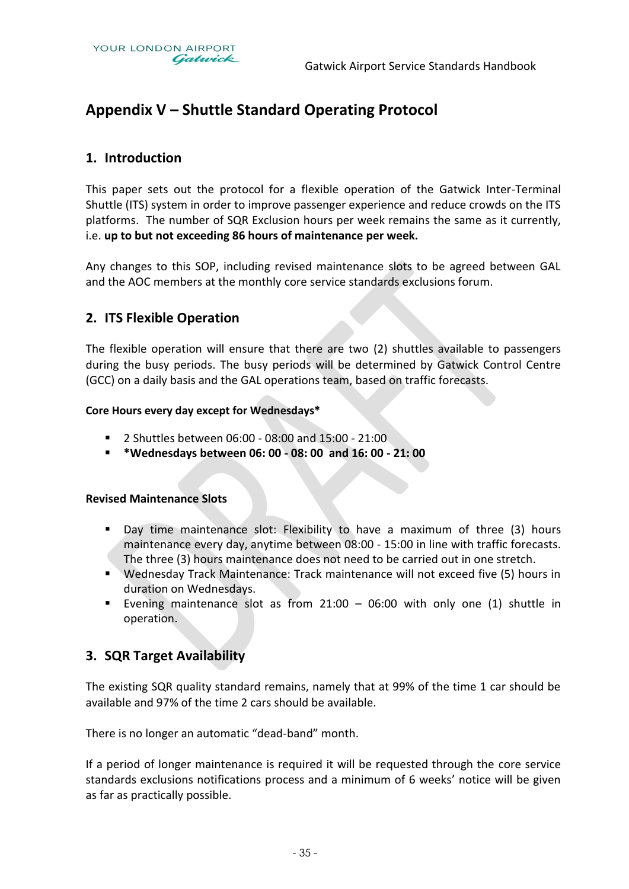# Appendix V – Shuttle Standard Operating Protocol

## 1. Introduction

This paper sets out the protocol for a flexible operation of the Gatwick Inter-Terminal Shuttle (ITS) system in order to improve passenger experience and reduce crowds on the ITS platforms. The number of SQR Exclusion hours per week remains the same as it currently, i.e. **up to but not exceeding 86 hours of maintenance per week.**

Any changes to this SOP, including revised maintenance slots to be agreed between GAL and the AOC members at the monthly core service standards exclusions forum.

## 2. ITS Flexible Operation

The flexible operation will ensure that there are two (2) shuttles available to passengers during the busy periods. The busy periods will be determined by Gatwick Control Centre (GCC) on a daily basis and the GAL operations team, based on traffic forecasts.

**Core Hours every day except for Wednesdays***

- 2 Shuttles between 06:00 - 08:00 and 15:00 - 21:00
- ***Wednesdays between 06: 00 - 08: 00 and 16: 00 - 21: 00**

**Revised Maintenance Slots**

- Day time maintenance slot: Flexibility to have a maximum of three (3) hours maintenance every day, anytime between 08:00 - 15:00 in line with traffic forecasts. The three (3) hours maintenance does not need to be carried out in one stretch.
- Wednesday Track Maintenance: Track maintenance will not exceed five (5) hours in duration on Wednesdays.
- Evening maintenance slot as from 21:00 – 06:00 with only one (1) shuttle in operation.

## 3. SQR Target Availability

The existing SQR quality standard remains, namely that at 99% of the time 1 car should be available and 97% of the time 2 cars should be available.

There is no longer an automatic "dead-band" month.

If a period of longer maintenance is required it will be requested through the core service standards exclusions notifications process and a minimum of 6 weeks' notice will be given as far as practically possible.